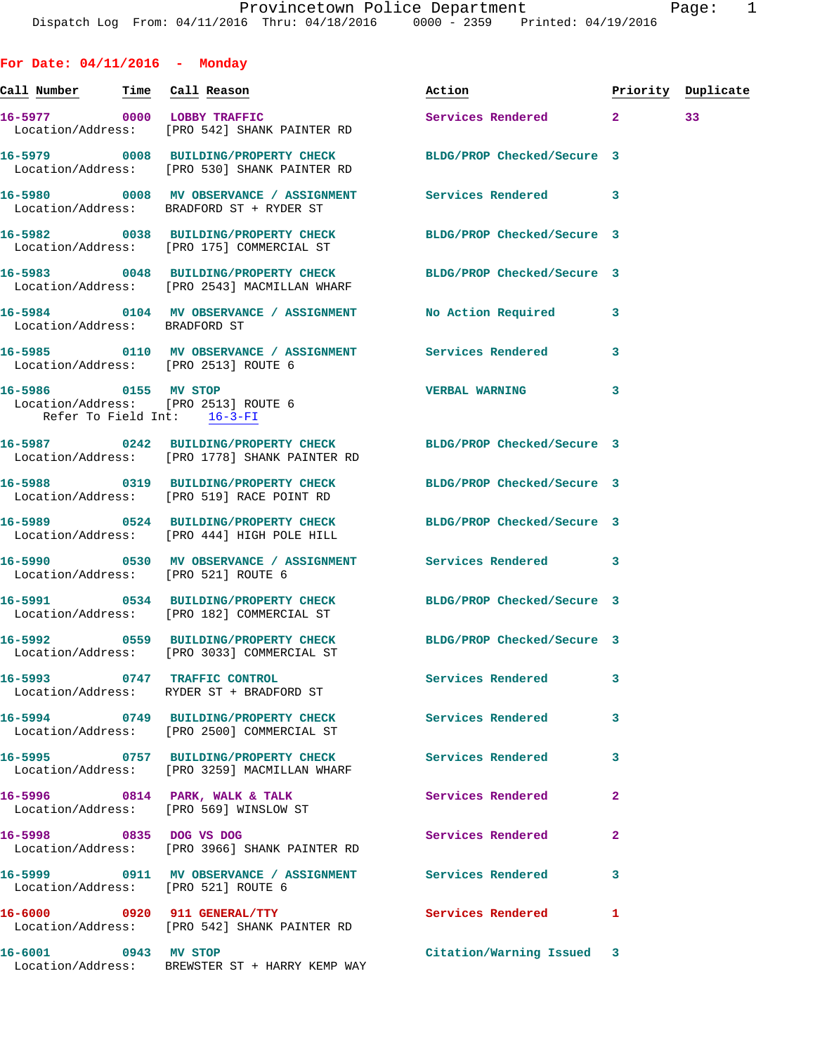## For Date: 04/11/2016 - Monday

| Call Number | Time | Call Reason | Action | Priority | Duplicate |
|---|---|---|---|---|---|
| 16-5977 | 0000 | LOBBY TRAFFIC | Services Rendered | 2 | 33 |
| Location/Address: | | [PRO 542] SHANK PAINTER RD | | | |
| 16-5979 | 0008 | BUILDING/PROPERTY CHECK | BLDG/PROP Checked/Secure | 3 | |
| Location/Address: | | [PRO 530] SHANK PAINTER RD | | | |
| 16-5980 | 0008 | MV OBSERVANCE / ASSIGNMENT | Services Rendered | 3 | |
| Location/Address: | | BRADFORD ST + RYDER ST | | | |
| 16-5982 | 0038 | BUILDING/PROPERTY CHECK | BLDG/PROP Checked/Secure | 3 | |
| Location/Address: | | [PRO 175] COMMERCIAL ST | | | |
| 16-5983 | 0048 | BUILDING/PROPERTY CHECK | BLDG/PROP Checked/Secure | 3 | |
| Location/Address: | | [PRO 2543] MACMILLAN WHARF | | | |
| 16-5984 | 0104 | MV OBSERVANCE / ASSIGNMENT | No Action Required | 3 | |
| Location/Address: | | BRADFORD ST | | | |
| 16-5985 | 0110 | MV OBSERVANCE / ASSIGNMENT | Services Rendered | 3 | |
| Location/Address: | | [PRO 2513] ROUTE 6 | | | |
| 16-5986 | 0155 | MV STOP | VERBAL WARNING | 3 | |
| Location/Address: | | [PRO 2513] ROUTE 6 | | | |
| Refer To Field Int: | | 16-3-FI | | | |
| 16-5987 | 0242 | BUILDING/PROPERTY CHECK | BLDG/PROP Checked/Secure | 3 | |
| Location/Address: | | [PRO 1778] SHANK PAINTER RD | | | |
| 16-5988 | 0319 | BUILDING/PROPERTY CHECK | BLDG/PROP Checked/Secure | 3 | |
| Location/Address: | | [PRO 519] RACE POINT RD | | | |
| 16-5989 | 0524 | BUILDING/PROPERTY CHECK | BLDG/PROP Checked/Secure | 3 | |
| Location/Address: | | [PRO 444] HIGH POLE HILL | | | |
| 16-5990 | 0530 | MV OBSERVANCE / ASSIGNMENT | Services Rendered | 3 | |
| Location/Address: | | [PRO 521] ROUTE 6 | | | |
| 16-5991 | 0534 | BUILDING/PROPERTY CHECK | BLDG/PROP Checked/Secure | 3 | |
| Location/Address: | | [PRO 182] COMMERCIAL ST | | | |
| 16-5992 | 0559 | BUILDING/PROPERTY CHECK | BLDG/PROP Checked/Secure | 3 | |
| Location/Address: | | [PRO 3033] COMMERCIAL ST | | | |
| 16-5993 | 0747 | TRAFFIC CONTROL | Services Rendered | 3 | |
| Location/Address: | | RYDER ST + BRADFORD ST | | | |
| 16-5994 | 0749 | BUILDING/PROPERTY CHECK | Services Rendered | 3 | |
| Location/Address: | | [PRO 2500] COMMERCIAL ST | | | |
| 16-5995 | 0757 | BUILDING/PROPERTY CHECK | Services Rendered | 3 | |
| Location/Address: | | [PRO 3259] MACMILLAN WHARF | | | |
| 16-5996 | 0814 | PARK, WALK & TALK | Services Rendered | 2 | |
| Location/Address: | | [PRO 569] WINSLOW ST | | | |
| 16-5998 | 0835 | DOG VS DOG | Services Rendered | 2 | |
| Location/Address: | | [PRO 3966] SHANK PAINTER RD | | | |
| 16-5999 | 0911 | MV OBSERVANCE / ASSIGNMENT | Services Rendered | 3 | |
| Location/Address: | | [PRO 521] ROUTE 6 | | | |
| 16-6000 | 0920 | 911 GENERAL/TTY | Services Rendered | 1 | |
| Location/Address: | | [PRO 542] SHANK PAINTER RD | | | |
| 16-6001 | 0943 | MV STOP | Citation/Warning Issued | 3 | |
| Location/Address: | | BREWSTER ST + HARRY KEMP WAY | | | |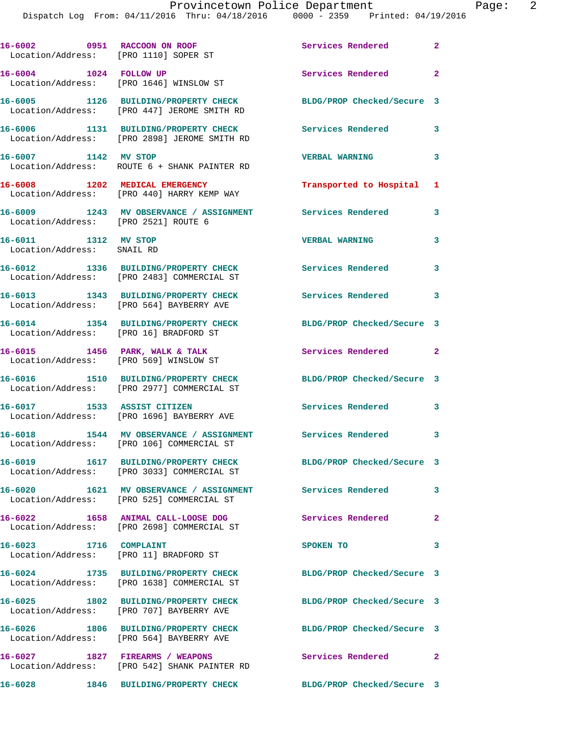16-6002 0951 RACCOON ON ROOF Services Rendered 2
Location/Address: [PRO 1110] SOPER ST

16-6004 1024 FOLLOW UP Services Rendered 2
Location/Address: [PRO 1646] WINSLOW ST

16-6005 1126 BUILDING/PROPERTY CHECK BLDG/PROP Checked/Secure 3
Location/Address: [PRO 447] JEROME SMITH RD

16-6006 1131 BUILDING/PROPERTY CHECK Services Rendered 3
Location/Address: [PRO 2898] JEROME SMITH RD

16-6007 1142 MV STOP VERBAL WARNING 3
Location/Address: ROUTE 6 + SHANK PAINTER RD

16-6008 1202 MEDICAL EMERGENCY Transported to Hospital 1
Location/Address: [PRO 440] HARRY KEMP WAY

16-6009 1243 MV OBSERVANCE / ASSIGNMENT Services Rendered 3
Location/Address: [PRO 2521] ROUTE 6

16-6011 1312 MV STOP VERBAL WARNING 3
Location/Address: SNAIL RD

16-6012 1336 BUILDING/PROPERTY CHECK Services Rendered 3
Location/Address: [PRO 2483] COMMERCIAL ST

16-6013 1343 BUILDING/PROPERTY CHECK Services Rendered 3
Location/Address: [PRO 564] BAYBERRY AVE

16-6014 1354 BUILDING/PROPERTY CHECK BLDG/PROP Checked/Secure 3
Location/Address: [PRO 16] BRADFORD ST

16-6015 1456 PARK, WALK & TALK Services Rendered 2
Location/Address: [PRO 569] WINSLOW ST

16-6016 1510 BUILDING/PROPERTY CHECK BLDG/PROP Checked/Secure 3
Location/Address: [PRO 2977] COMMERCIAL ST

16-6017 1533 ASSIST CITIZEN Services Rendered 3
Location/Address: [PRO 1696] BAYBERRY AVE

16-6018 1544 MV OBSERVANCE / ASSIGNMENT Services Rendered 3
Location/Address: [PRO 106] COMMERCIAL ST

16-6019 1617 BUILDING/PROPERTY CHECK BLDG/PROP Checked/Secure 3
Location/Address: [PRO 3033] COMMERCIAL ST

16-6020 1621 MV OBSERVANCE / ASSIGNMENT Services Rendered 3
Location/Address: [PRO 525] COMMERCIAL ST

16-6022 1658 ANIMAL CALL-LOOSE DOG Services Rendered 2
Location/Address: [PRO 2698] COMMERCIAL ST

16-6023 1716 COMPLAINT SPOKEN TO 3
Location/Address: [PRO 11] BRADFORD ST

16-6024 1735 BUILDING/PROPERTY CHECK BLDG/PROP Checked/Secure 3
Location/Address: [PRO 1638] COMMERCIAL ST

16-6025 1802 BUILDING/PROPERTY CHECK BLDG/PROP Checked/Secure 3
Location/Address: [PRO 707] BAYBERRY AVE

16-6026 1806 BUILDING/PROPERTY CHECK BLDG/PROP Checked/Secure 3
Location/Address: [PRO 564] BAYBERRY AVE

16-6027 1827 FIREARMS / WEAPONS Services Rendered 2
Location/Address: [PRO 542] SHANK PAINTER RD

16-6028 1846 BUILDING/PROPERTY CHECK BLDG/PROP Checked/Secure 3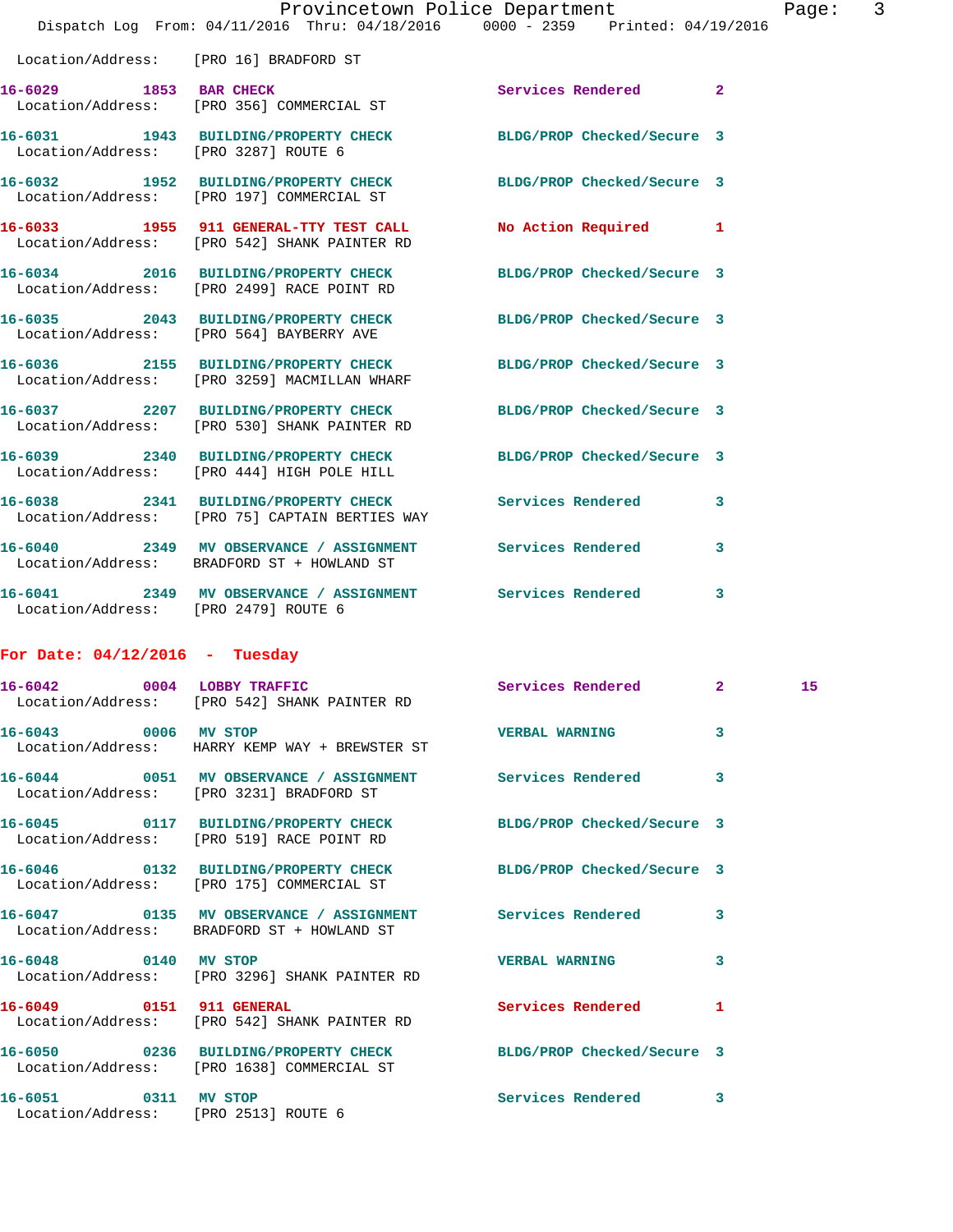Location/Address: [PRO 16] BRADFORD ST

**16-6029** 1853 **BAR CHECK** Services Rendered 2
Location/Address: [PRO 356] COMMERCIAL ST

**16-6031** 1943 **BUILDING/PROPERTY CHECK** BLDG/PROP Checked/Secure 3
Location/Address: [PRO 3287] ROUTE 6

**16-6032** 1952 **BUILDING/PROPERTY CHECK** BLDG/PROP Checked/Secure 3
Location/Address: [PRO 197] COMMERCIAL ST

**16-6033** 1955 **911 GENERAL-TTY TEST CALL** No Action Required 1
Location/Address: [PRO 542] SHANK PAINTER RD

**16-6034** 2016 **BUILDING/PROPERTY CHECK** BLDG/PROP Checked/Secure 3
Location/Address: [PRO 2499] RACE POINT RD

**16-6035** 2043 **BUILDING/PROPERTY CHECK** BLDG/PROP Checked/Secure 3
Location/Address: [PRO 564] BAYBERRY AVE

**16-6036** 2155 **BUILDING/PROPERTY CHECK** BLDG/PROP Checked/Secure 3
Location/Address: [PRO 3259] MACMILLAN WHARF

**16-6037** 2207 **BUILDING/PROPERTY CHECK** BLDG/PROP Checked/Secure 3
Location/Address: [PRO 530] SHANK PAINTER RD

**16-6039** 2340 **BUILDING/PROPERTY CHECK** BLDG/PROP Checked/Secure 3
Location/Address: [PRO 444] HIGH POLE HILL

**16-6038** 2341 **BUILDING/PROPERTY CHECK** Services Rendered 3
Location/Address: [PRO 75] CAPTAIN BERTIES WAY

**16-6040** 2349 **MV OBSERVANCE / ASSIGNMENT** Services Rendered 3
Location/Address: BRADFORD ST + HOWLAND ST

**16-6041** 2349 **MV OBSERVANCE / ASSIGNMENT** Services Rendered 3
Location/Address: [PRO 2479] ROUTE 6

## For Date: 04/12/2016 - Tuesday

**16-6042** 0004 **LOBBY TRAFFIC** Services Rendered 2 15
Location/Address: [PRO 542] SHANK PAINTER RD

**16-6043** 0006 **MV STOP** VERBAL WARNING 3
Location/Address: HARRY KEMP WAY + BREWSTER ST

**16-6044** 0051 **MV OBSERVANCE / ASSIGNMENT** Services Rendered 3
Location/Address: [PRO 3231] BRADFORD ST

**16-6045** 0117 **BUILDING/PROPERTY CHECK** BLDG/PROP Checked/Secure 3
Location/Address: [PRO 519] RACE POINT RD

**16-6046** 0132 **BUILDING/PROPERTY CHECK** BLDG/PROP Checked/Secure 3
Location/Address: [PRO 175] COMMERCIAL ST

**16-6047** 0135 **MV OBSERVANCE / ASSIGNMENT** Services Rendered 3
Location/Address: BRADFORD ST + HOWLAND ST

**16-6048** 0140 **MV STOP** VERBAL WARNING 3
Location/Address: [PRO 3296] SHANK PAINTER RD

**16-6049** 0151 **911 GENERAL** Services Rendered 1
Location/Address: [PRO 542] SHANK PAINTER RD

**16-6050** 0236 **BUILDING/PROPERTY CHECK** BLDG/PROP Checked/Secure 3
Location/Address: [PRO 1638] COMMERCIAL ST

**16-6051** 0311 **MV STOP** Services Rendered 3
Location/Address: [PRO 2513] ROUTE 6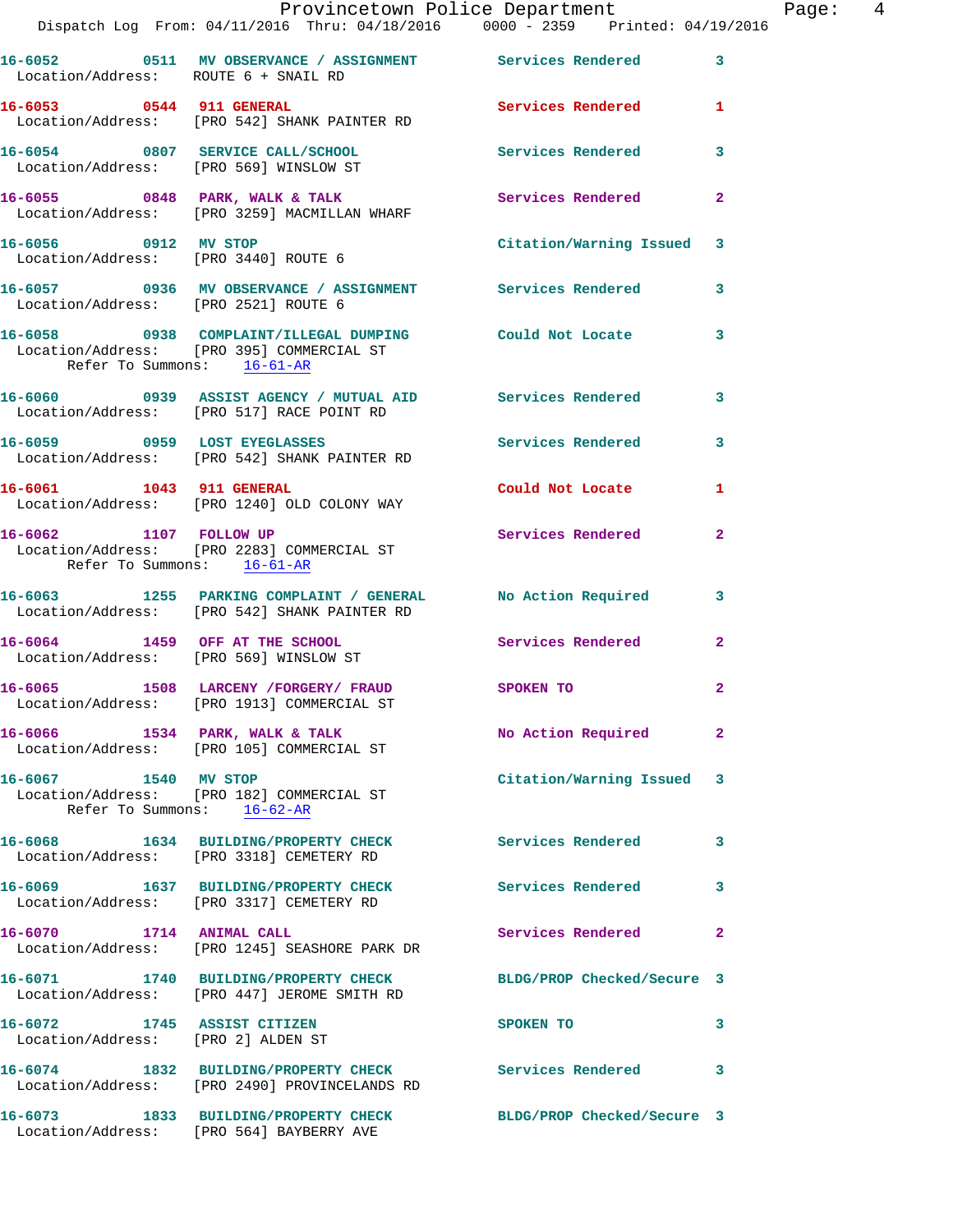16-6052 0511 MV OBSERVANCE / ASSIGNMENT Services Rendered 3
Location/Address: ROUTE 6 + SNAIL RD

16-6053 0544 911 GENERAL Services Rendered 1
Location/Address: [PRO 542] SHANK PAINTER RD

16-6054 0807 SERVICE CALL/SCHOOL Services Rendered 3
Location/Address: [PRO 569] WINSLOW ST

16-6055 0848 PARK, WALK & TALK Services Rendered 2
Location/Address: [PRO 3259] MACMILLAN WHARF

16-6056 0912 MV STOP Citation/Warning Issued 3
Location/Address: [PRO 3440] ROUTE 6

16-6057 0936 MV OBSERVANCE / ASSIGNMENT Services Rendered 3
Location/Address: [PRO 2521] ROUTE 6

16-6058 0938 COMPLAINT/ILLEGAL DUMPING Could Not Locate 3
Location/Address: [PRO 395] COMMERCIAL ST
Refer To Summons: 16-61-AR

16-6060 0939 ASSIST AGENCY / MUTUAL AID Services Rendered 3
Location/Address: [PRO 517] RACE POINT RD

16-6059 0959 LOST EYEGLASSES Services Rendered 3
Location/Address: [PRO 542] SHANK PAINTER RD

16-6061 1043 911 GENERAL Could Not Locate 1
Location/Address: [PRO 1240] OLD COLONY WAY

16-6062 1107 FOLLOW UP Services Rendered 2
Location/Address: [PRO 2283] COMMERCIAL ST
Refer To Summons: 16-61-AR

16-6063 1255 PARKING COMPLAINT / GENERAL No Action Required 3
Location/Address: [PRO 542] SHANK PAINTER RD

16-6064 1459 OFF AT THE SCHOOL Services Rendered 2
Location/Address: [PRO 569] WINSLOW ST

16-6065 1508 LARCENY /FORGERY/ FRAUD SPOKEN TO 2
Location/Address: [PRO 1913] COMMERCIAL ST

16-6066 1534 PARK, WALK & TALK No Action Required 2
Location/Address: [PRO 105] COMMERCIAL ST

16-6067 1540 MV STOP Citation/Warning Issued 3
Location/Address: [PRO 182] COMMERCIAL ST
Refer To Summons: 16-62-AR

16-6068 1634 BUILDING/PROPERTY CHECK Services Rendered 3
Location/Address: [PRO 3318] CEMETERY RD

16-6069 1637 BUILDING/PROPERTY CHECK Services Rendered 3
Location/Address: [PRO 3317] CEMETERY RD

16-6070 1714 ANIMAL CALL Services Rendered 2
Location/Address: [PRO 1245] SEASHORE PARK DR

16-6071 1740 BUILDING/PROPERTY CHECK BLDG/PROP Checked/Secure 3
Location/Address: [PRO 447] JEROME SMITH RD

16-6072 1745 ASSIST CITIZEN SPOKEN TO 3
Location/Address: [PRO 2] ALDEN ST

16-6074 1832 BUILDING/PROPERTY CHECK Services Rendered 3
Location/Address: [PRO 2490] PROVINCELANDS RD

16-6073 1833 BUILDING/PROPERTY CHECK BLDG/PROP Checked/Secure 3
Location/Address: [PRO 564] BAYBERRY AVE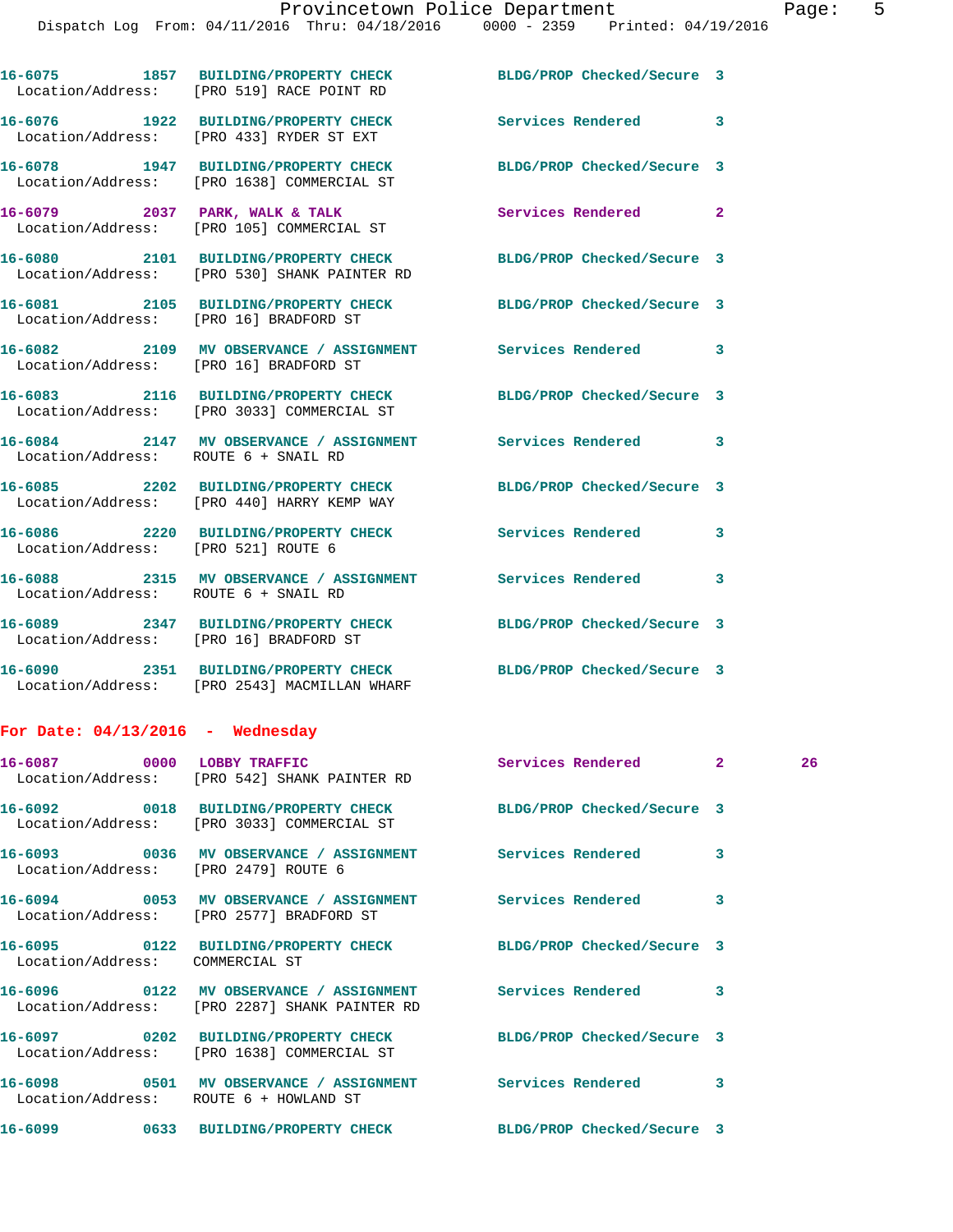16-6075 1857 BUILDING/PROPERTY CHECK BLDG/PROP Checked/Secure 3
Location/Address: [PRO 519] RACE POINT RD

16-6076 1922 BUILDING/PROPERTY CHECK Services Rendered 3
Location/Address: [PRO 433] RYDER ST EXT

16-6078 1947 BUILDING/PROPERTY CHECK BLDG/PROP Checked/Secure 3
Location/Address: [PRO 1638] COMMERCIAL ST

16-6079 2037 PARK, WALK & TALK Services Rendered 2
Location/Address: [PRO 105] COMMERCIAL ST

16-6080 2101 BUILDING/PROPERTY CHECK BLDG/PROP Checked/Secure 3
Location/Address: [PRO 530] SHANK PAINTER RD

16-6081 2105 BUILDING/PROPERTY CHECK BLDG/PROP Checked/Secure 3
Location/Address: [PRO 16] BRADFORD ST

16-6082 2109 MV OBSERVANCE / ASSIGNMENT Services Rendered 3
Location/Address: [PRO 16] BRADFORD ST

16-6083 2116 BUILDING/PROPERTY CHECK BLDG/PROP Checked/Secure 3
Location/Address: [PRO 3033] COMMERCIAL ST

16-6084 2147 MV OBSERVANCE / ASSIGNMENT Services Rendered 3
Location/Address: ROUTE 6 + SNAIL RD

16-6085 2202 BUILDING/PROPERTY CHECK BLDG/PROP Checked/Secure 3
Location/Address: [PRO 440] HARRY KEMP WAY

16-6086 2220 BUILDING/PROPERTY CHECK Services Rendered 3
Location/Address: [PRO 521] ROUTE 6

16-6088 2315 MV OBSERVANCE / ASSIGNMENT Services Rendered 3
Location/Address: ROUTE 6 + SNAIL RD

16-6089 2347 BUILDING/PROPERTY CHECK BLDG/PROP Checked/Secure 3
Location/Address: [PRO 16] BRADFORD ST

16-6090 2351 BUILDING/PROPERTY CHECK BLDG/PROP Checked/Secure 3
Location/Address: [PRO 2543] MACMILLAN WHARF

## For Date: 04/13/2016 - Wednesday

16-6087 0000 LOBBY TRAFFIC Services Rendered 2 26
Location/Address: [PRO 542] SHANK PAINTER RD

16-6092 0018 BUILDING/PROPERTY CHECK BLDG/PROP Checked/Secure 3
Location/Address: [PRO 3033] COMMERCIAL ST

16-6093 0036 MV OBSERVANCE / ASSIGNMENT Services Rendered 3
Location/Address: [PRO 2479] ROUTE 6

16-6094 0053 MV OBSERVANCE / ASSIGNMENT Services Rendered 3
Location/Address: [PRO 2577] BRADFORD ST

16-6095 0122 BUILDING/PROPERTY CHECK BLDG/PROP Checked/Secure 3
Location/Address: COMMERCIAL ST

16-6096 0122 MV OBSERVANCE / ASSIGNMENT Services Rendered 3
Location/Address: [PRO 2287] SHANK PAINTER RD

16-6097 0202 BUILDING/PROPERTY CHECK BLDG/PROP Checked/Secure 3
Location/Address: [PRO 1638] COMMERCIAL ST

16-6098 0501 MV OBSERVANCE / ASSIGNMENT Services Rendered 3
Location/Address: ROUTE 6 + HOWLAND ST

16-6099 0633 BUILDING/PROPERTY CHECK BLDG/PROP Checked/Secure 3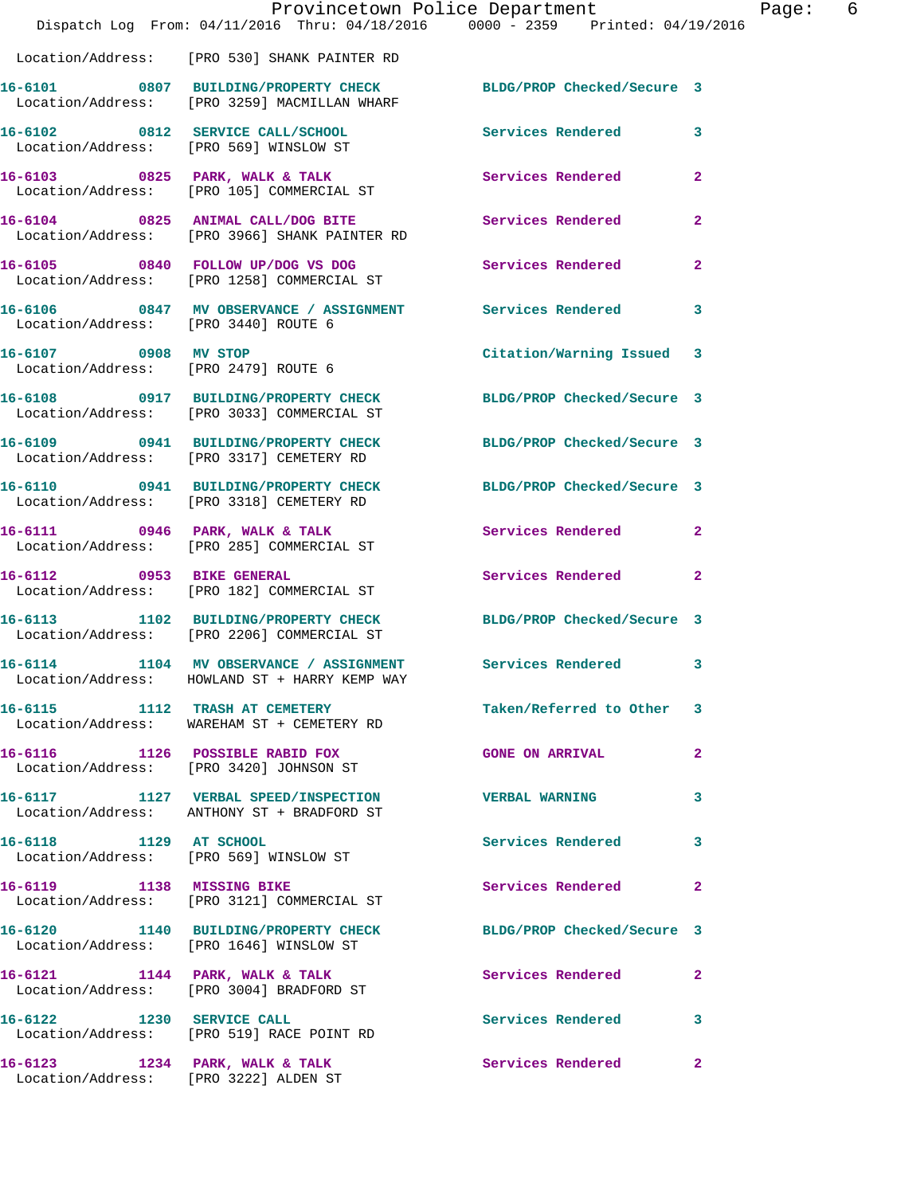Location/Address: [PRO 530] SHANK PAINTER RD

16-6101 0807 BUILDING/PROPERTY CHECK BLDG/PROP Checked/Secure 3
Location/Address: [PRO 3259] MACMILLAN WHARF

16-6102 0812 SERVICE CALL/SCHOOL Services Rendered 3
Location/Address: [PRO 569] WINSLOW ST

16-6103 0825 PARK, WALK & TALK Services Rendered 2
Location/Address: [PRO 105] COMMERCIAL ST

16-6104 0825 ANIMAL CALL/DOG BITE Services Rendered 2
Location/Address: [PRO 3966] SHANK PAINTER RD

16-6105 0840 FOLLOW UP/DOG VS DOG Services Rendered 2
Location/Address: [PRO 1258] COMMERCIAL ST

16-6106 0847 MV OBSERVANCE / ASSIGNMENT Services Rendered 3
Location/Address: [PRO 3440] ROUTE 6

16-6107 0908 MV STOP Citation/Warning Issued 3
Location/Address: [PRO 2479] ROUTE 6

16-6108 0917 BUILDING/PROPERTY CHECK BLDG/PROP Checked/Secure 3
Location/Address: [PRO 3033] COMMERCIAL ST

16-6109 0941 BUILDING/PROPERTY CHECK BLDG/PROP Checked/Secure 3
Location/Address: [PRO 3317] CEMETERY RD

16-6110 0941 BUILDING/PROPERTY CHECK BLDG/PROP Checked/Secure 3
Location/Address: [PRO 3318] CEMETERY RD

16-6111 0946 PARK, WALK & TALK Services Rendered 2
Location/Address: [PRO 285] COMMERCIAL ST

16-6112 0953 BIKE GENERAL Services Rendered 2
Location/Address: [PRO 182] COMMERCIAL ST

16-6113 1102 BUILDING/PROPERTY CHECK BLDG/PROP Checked/Secure 3
Location/Address: [PRO 2206] COMMERCIAL ST

16-6114 1104 MV OBSERVANCE / ASSIGNMENT Services Rendered 3
Location/Address: HOWLAND ST + HARRY KEMP WAY

16-6115 1112 TRASH AT CEMETERY Taken/Referred to Other 3
Location/Address: WAREHAM ST + CEMETERY RD

16-6116 1126 POSSIBLE RABID FOX GONE ON ARRIVAL 2
Location/Address: [PRO 3420] JOHNSON ST

16-6117 1127 VERBAL SPEED/INSPECTION VERBAL WARNING 3
Location/Address: ANTHONY ST + BRADFORD ST

16-6118 1129 AT SCHOOL Services Rendered 3
Location/Address: [PRO 569] WINSLOW ST

16-6119 1138 MISSING BIKE Services Rendered 2
Location/Address: [PRO 3121] COMMERCIAL ST

16-6120 1140 BUILDING/PROPERTY CHECK BLDG/PROP Checked/Secure 3
Location/Address: [PRO 1646] WINSLOW ST

16-6121 1144 PARK, WALK & TALK Services Rendered 2
Location/Address: [PRO 3004] BRADFORD ST

16-6122 1230 SERVICE CALL Services Rendered 3
Location/Address: [PRO 519] RACE POINT RD

16-6123 1234 PARK, WALK & TALK Services Rendered 2
Location/Address: [PRO 3222] ALDEN ST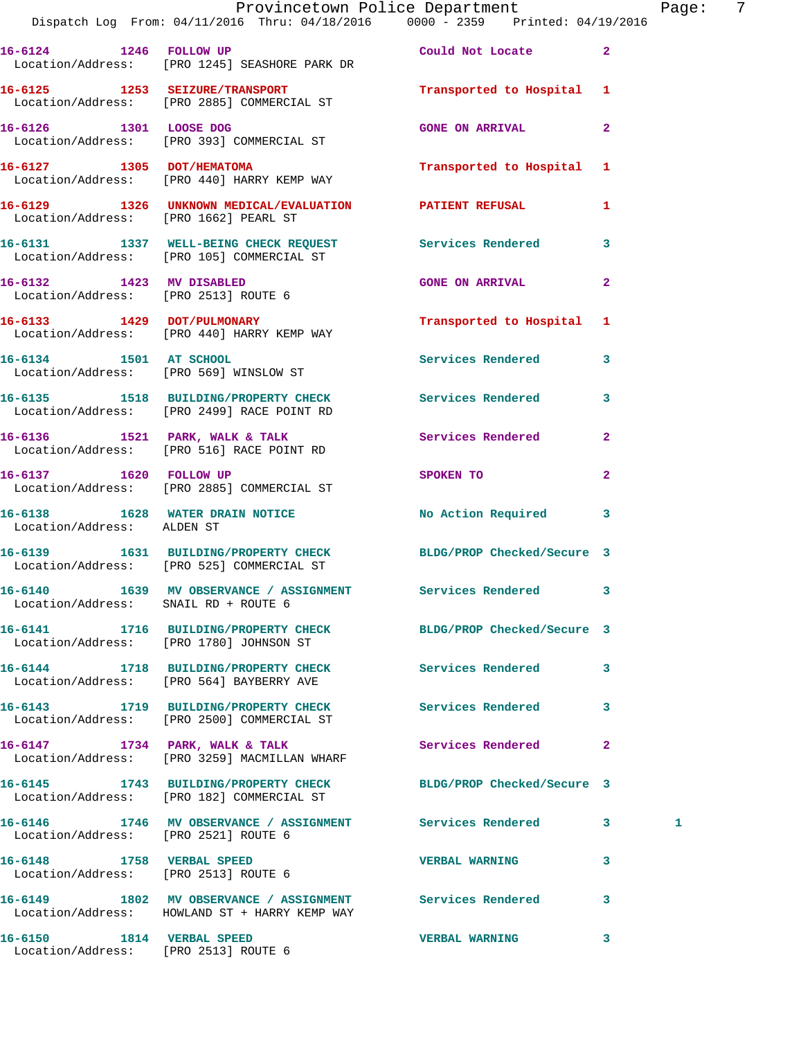16-6124 1246 FOLLOW UP Could Not Locate 2
Location/Address: [PRO 1245] SEASHORE PARK DR

16-6125 1253 SEIZURE/TRANSPORT Transported to Hospital 1
Location/Address: [PRO 2885] COMMERCIAL ST

16-6126 1301 LOOSE DOG GONE ON ARRIVAL 2
Location/Address: [PRO 393] COMMERCIAL ST

16-6127 1305 DOT/HEMATOMA Transported to Hospital 1
Location/Address: [PRO 440] HARRY KEMP WAY

16-6129 1326 UNKNOWN MEDICAL/EVALUATION PATIENT REFUSAL 1
Location/Address: [PRO 1662] PEARL ST

16-6131 1337 WELL-BEING CHECK REQUEST Services Rendered 3
Location/Address: [PRO 105] COMMERCIAL ST

16-6132 1423 MV DISABLED GONE ON ARRIVAL 2
Location/Address: [PRO 2513] ROUTE 6

16-6133 1429 DOT/PULMONARY Transported to Hospital 1
Location/Address: [PRO 440] HARRY KEMP WAY

16-6134 1501 AT SCHOOL Services Rendered 3
Location/Address: [PRO 569] WINSLOW ST

16-6135 1518 BUILDING/PROPERTY CHECK Services Rendered 3
Location/Address: [PRO 2499] RACE POINT RD

16-6136 1521 PARK, WALK & TALK Services Rendered 2
Location/Address: [PRO 516] RACE POINT RD

16-6137 1620 FOLLOW UP SPOKEN TO 2
Location/Address: [PRO 2885] COMMERCIAL ST

16-6138 1628 WATER DRAIN NOTICE No Action Required 3
Location/Address: ALDEN ST

16-6139 1631 BUILDING/PROPERTY CHECK BLDG/PROP Checked/Secure 3
Location/Address: [PRO 525] COMMERCIAL ST

16-6140 1639 MV OBSERVANCE / ASSIGNMENT Services Rendered 3
Location/Address: SNAIL RD + ROUTE 6

16-6141 1716 BUILDING/PROPERTY CHECK BLDG/PROP Checked/Secure 3
Location/Address: [PRO 1780] JOHNSON ST

16-6144 1718 BUILDING/PROPERTY CHECK Services Rendered 3
Location/Address: [PRO 564] BAYBERRY AVE

16-6143 1719 BUILDING/PROPERTY CHECK Services Rendered 3
Location/Address: [PRO 2500] COMMERCIAL ST

16-6147 1734 PARK, WALK & TALK Services Rendered 2
Location/Address: [PRO 3259] MACMILLAN WHARF

16-6145 1743 BUILDING/PROPERTY CHECK BLDG/PROP Checked/Secure 3
Location/Address: [PRO 182] COMMERCIAL ST

16-6146 1746 MV OBSERVANCE / ASSIGNMENT Services Rendered 3 1
Location/Address: [PRO 2521] ROUTE 6

16-6148 1758 VERBAL SPEED VERBAL WARNING 3
Location/Address: [PRO 2513] ROUTE 6

16-6149 1802 MV OBSERVANCE / ASSIGNMENT Services Rendered 3
Location/Address: HOWLAND ST + HARRY KEMP WAY

16-6150 1814 VERBAL SPEED VERBAL WARNING 3
Location/Address: [PRO 2513] ROUTE 6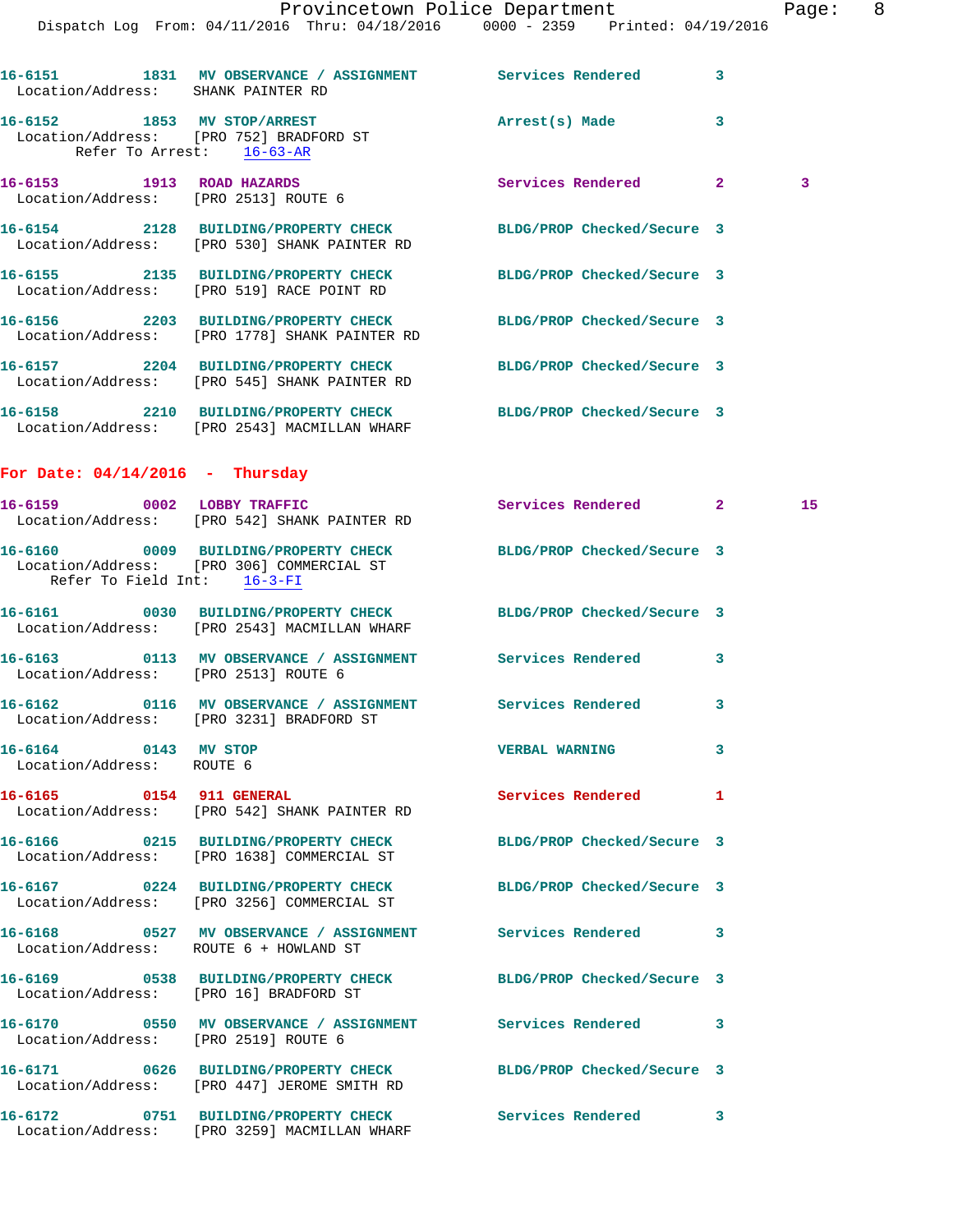```
16-6151        1831  MV OBSERVANCE / ASSIGNMENT         Services Rendered         3
  Location/Address:    SHANK PAINTER RD

16-6152        1853  MV STOP/ARREST                     Arrest(s) Made            3
  Location/Address:    [PRO 752] BRADFORD ST
          Refer To Arrest:    16-63-AR

16-6153        1913  ROAD HAZARDS                       Services Rendered         2         3
  Location/Address:    [PRO 2513] ROUTE 6

16-6154        2128  BUILDING/PROPERTY CHECK            BLDG/PROP Checked/Secure  3
  Location/Address:    [PRO 530] SHANK PAINTER RD

16-6155        2135  BUILDING/PROPERTY CHECK            BLDG/PROP Checked/Secure  3
  Location/Address:    [PRO 519] RACE POINT RD

16-6156        2203  BUILDING/PROPERTY CHECK            BLDG/PROP Checked/Secure  3
  Location/Address:    [PRO 1778] SHANK PAINTER RD

16-6157        2204  BUILDING/PROPERTY CHECK            BLDG/PROP Checked/Secure  3
  Location/Address:    [PRO 545] SHANK PAINTER RD

16-6158        2210  BUILDING/PROPERTY CHECK            BLDG/PROP Checked/Secure  3
  Location/Address:    [PRO 2543] MACMILLAN WHARF
```

**For Date: 04/14/2016 - Thursday**

```
16-6159        0002  LOBBY TRAFFIC                      Services Rendered         2         15
  Location/Address:    [PRO 542] SHANK PAINTER RD

16-6160        0009  BUILDING/PROPERTY CHECK            BLDG/PROP Checked/Secure  3
  Location/Address:    [PRO 306] COMMERCIAL ST
       Refer To Field Int:    16-3-FI

16-6161        0030  BUILDING/PROPERTY CHECK            BLDG/PROP Checked/Secure  3
  Location/Address:    [PRO 2543] MACMILLAN WHARF

16-6163        0113  MV OBSERVANCE / ASSIGNMENT         Services Rendered         3
  Location/Address:    [PRO 2513] ROUTE 6

16-6162        0116  MV OBSERVANCE / ASSIGNMENT         Services Rendered         3
  Location/Address:    [PRO 3231] BRADFORD ST

16-6164        0143  MV STOP                            VERBAL WARNING            3
  Location/Address:    ROUTE 6

16-6165        0154  911 GENERAL                        Services Rendered         1
  Location/Address:    [PRO 542] SHANK PAINTER RD

16-6166        0215  BUILDING/PROPERTY CHECK            BLDG/PROP Checked/Secure  3
  Location/Address:    [PRO 1638] COMMERCIAL ST

16-6167        0224  BUILDING/PROPERTY CHECK            BLDG/PROP Checked/Secure  3
  Location/Address:    [PRO 3256] COMMERCIAL ST

16-6168        0527  MV OBSERVANCE / ASSIGNMENT         Services Rendered         3
  Location/Address:    ROUTE 6 + HOWLAND ST

16-6169        0538  BUILDING/PROPERTY CHECK            BLDG/PROP Checked/Secure  3
  Location/Address:    [PRO 16] BRADFORD ST

16-6170        0550  MV OBSERVANCE / ASSIGNMENT         Services Rendered         3
  Location/Address:    [PRO 2519] ROUTE 6

16-6171        0626  BUILDING/PROPERTY CHECK            BLDG/PROP Checked/Secure  3
  Location/Address:    [PRO 447] JEROME SMITH RD

16-6172        0751  BUILDING/PROPERTY CHECK            Services Rendered         3
  Location/Address:    [PRO 3259] MACMILLAN WHARF
```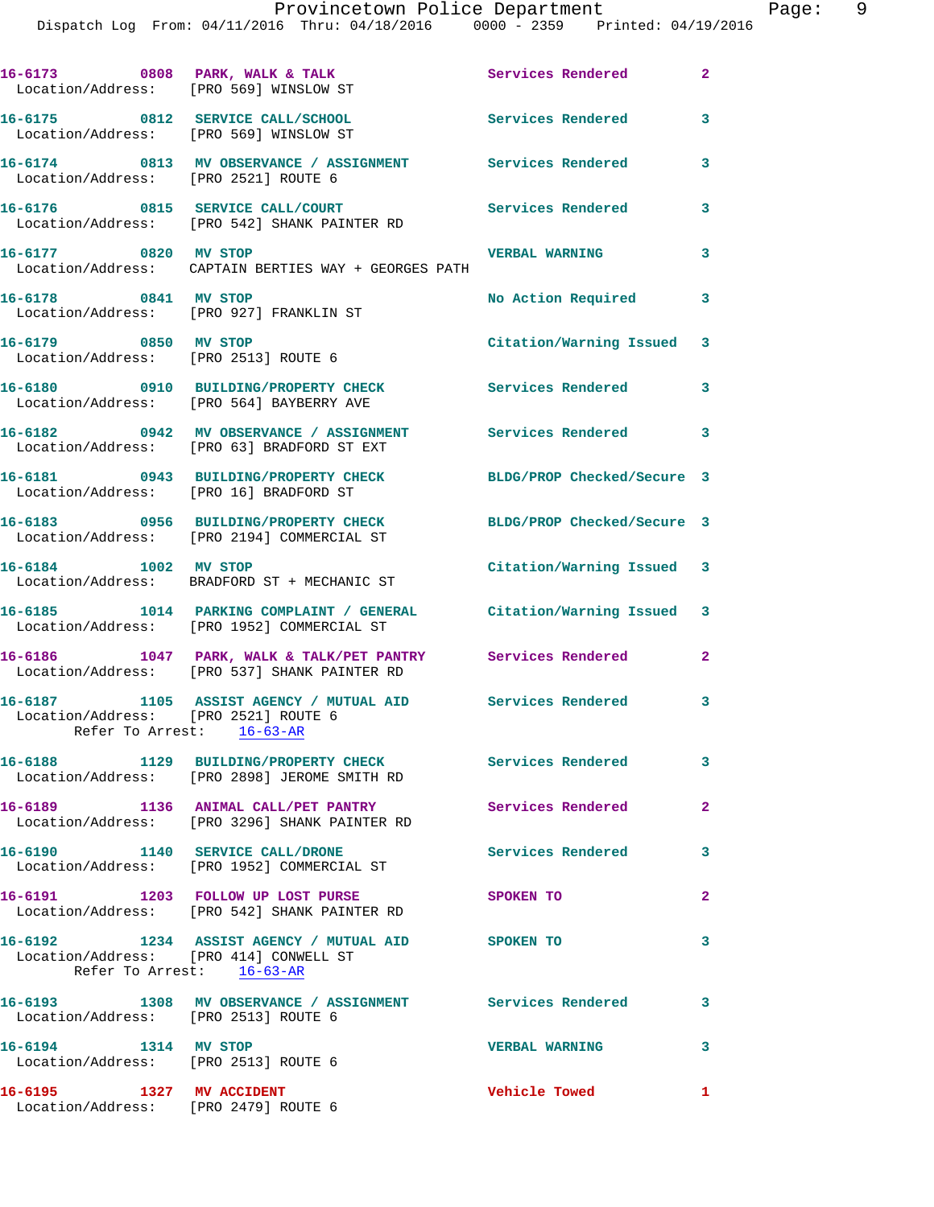16-6173 0808 PARK, WALK & TALK Services Rendered 2
Location/Address: [PRO 569] WINSLOW ST

16-6175 0812 SERVICE CALL/SCHOOL Services Rendered 3
Location/Address: [PRO 569] WINSLOW ST

16-6174 0813 MV OBSERVANCE / ASSIGNMENT Services Rendered 3
Location/Address: [PRO 2521] ROUTE 6

16-6176 0815 SERVICE CALL/COURT Services Rendered 3
Location/Address: [PRO 542] SHANK PAINTER RD

16-6177 0820 MV STOP VERBAL WARNING 3
Location/Address: CAPTAIN BERTIES WAY + GEORGES PATH

16-6178 0841 MV STOP No Action Required 3
Location/Address: [PRO 927] FRANKLIN ST

16-6179 0850 MV STOP Citation/Warning Issued 3
Location/Address: [PRO 2513] ROUTE 6

16-6180 0910 BUILDING/PROPERTY CHECK Services Rendered 3
Location/Address: [PRO 564] BAYBERRY AVE

16-6182 0942 MV OBSERVANCE / ASSIGNMENT Services Rendered 3
Location/Address: [PRO 63] BRADFORD ST EXT

16-6181 0943 BUILDING/PROPERTY CHECK BLDG/PROP Checked/Secure 3
Location/Address: [PRO 16] BRADFORD ST

16-6183 0956 BUILDING/PROPERTY CHECK BLDG/PROP Checked/Secure 3
Location/Address: [PRO 2194] COMMERCIAL ST

16-6184 1002 MV STOP Citation/Warning Issued 3
Location/Address: BRADFORD ST + MECHANIC ST

16-6185 1014 PARKING COMPLAINT / GENERAL Citation/Warning Issued 3
Location/Address: [PRO 1952] COMMERCIAL ST

16-6186 1047 PARK, WALK & TALK/PET PANTRY Services Rendered 2
Location/Address: [PRO 537] SHANK PAINTER RD

16-6187 1105 ASSIST AGENCY / MUTUAL AID Services Rendered 3
Location/Address: [PRO 2521] ROUTE 6
Refer To Arrest: 16-63-AR

16-6188 1129 BUILDING/PROPERTY CHECK Services Rendered 3
Location/Address: [PRO 2898] JEROME SMITH RD

16-6189 1136 ANIMAL CALL/PET PANTRY Services Rendered 2
Location/Address: [PRO 3296] SHANK PAINTER RD

16-6190 1140 SERVICE CALL/DRONE Services Rendered 3
Location/Address: [PRO 1952] COMMERCIAL ST

16-6191 1203 FOLLOW UP LOST PURSE SPOKEN TO 2
Location/Address: [PRO 542] SHANK PAINTER RD

16-6192 1234 ASSIST AGENCY / MUTUAL AID SPOKEN TO 3
Location/Address: [PRO 414] CONWELL ST
Refer To Arrest: 16-63-AR

16-6193 1308 MV OBSERVANCE / ASSIGNMENT Services Rendered 3
Location/Address: [PRO 2513] ROUTE 6

16-6194 1314 MV STOP VERBAL WARNING 3
Location/Address: [PRO 2513] ROUTE 6

16-6195 1327 MV ACCIDENT Vehicle Towed 1
Location/Address: [PRO 2479] ROUTE 6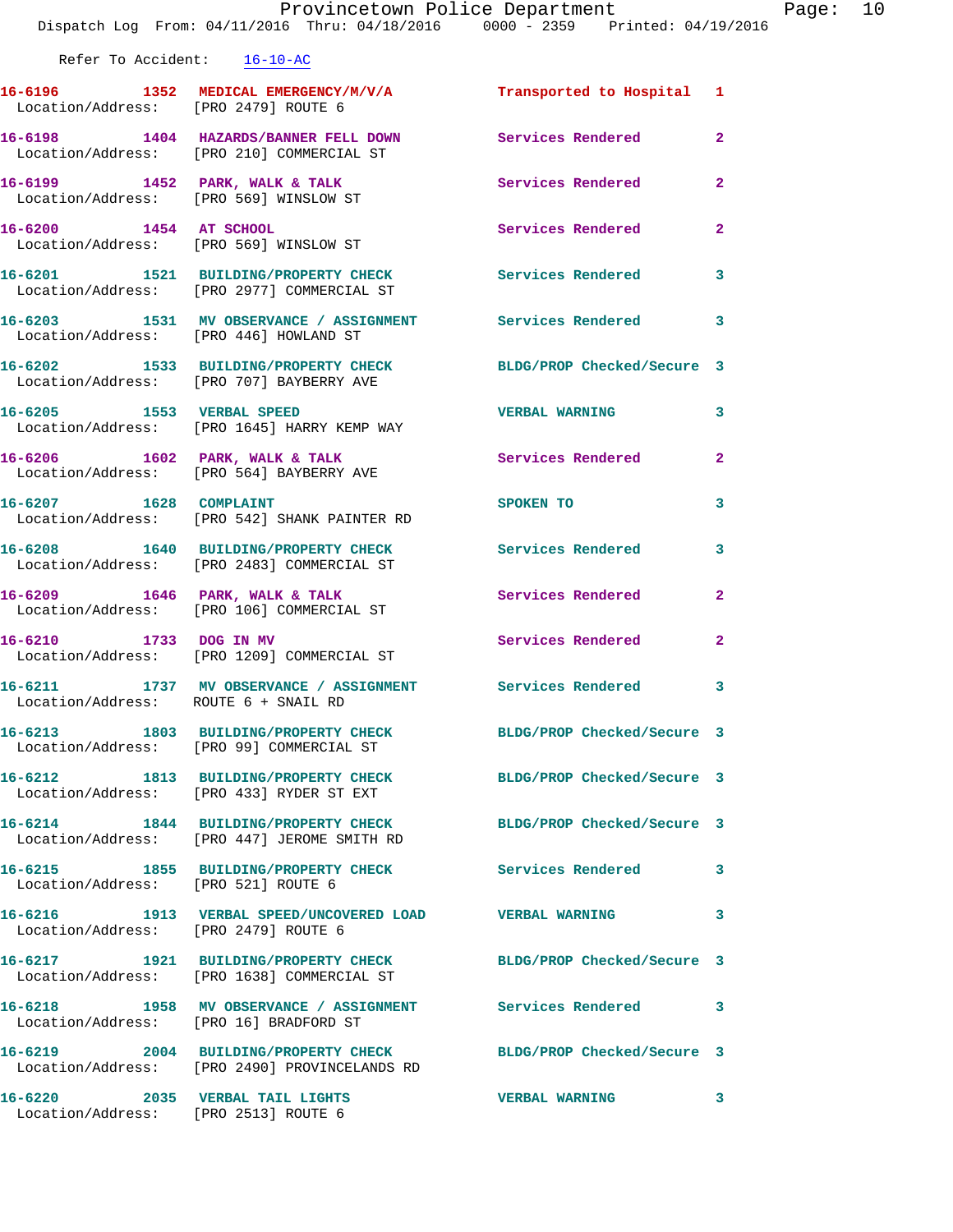Refer To Accident: 16-10-AC

| Call # | Time | Call Reason | Action | Priority |
|---|---|---|---|---|
| 16-6196 | 1352 | MEDICAL EMERGENCY/M/V/A | Transported to Hospital | 1 |
| Location/Address: | | [PRO 2479] ROUTE 6 | | |
| 16-6198 | 1404 | HAZARDS/BANNER FELL DOWN | Services Rendered | 2 |
| Location/Address: | | [PRO 210] COMMERCIAL ST | | |
| 16-6199 | 1452 | PARK, WALK & TALK | Services Rendered | 2 |
| Location/Address: | | [PRO 569] WINSLOW ST | | |
| 16-6200 | 1454 | AT SCHOOL | Services Rendered | 2 |
| Location/Address: | | [PRO 569] WINSLOW ST | | |
| 16-6201 | 1521 | BUILDING/PROPERTY CHECK | Services Rendered | 3 |
| Location/Address: | | [PRO 2977] COMMERCIAL ST | | |
| 16-6203 | 1531 | MV OBSERVANCE / ASSIGNMENT | Services Rendered | 3 |
| Location/Address: | | [PRO 446] HOWLAND ST | | |
| 16-6202 | 1533 | BUILDING/PROPERTY CHECK | BLDG/PROP Checked/Secure | 3 |
| Location/Address: | | [PRO 707] BAYBERRY AVE | | |
| 16-6205 | 1553 | VERBAL SPEED | VERBAL WARNING | 3 |
| Location/Address: | | [PRO 1645] HARRY KEMP WAY | | |
| 16-6206 | 1602 | PARK, WALK & TALK | Services Rendered | 2 |
| Location/Address: | | [PRO 564] BAYBERRY AVE | | |
| 16-6207 | 1628 | COMPLAINT | SPOKEN TO | 3 |
| Location/Address: | | [PRO 542] SHANK PAINTER RD | | |
| 16-6208 | 1640 | BUILDING/PROPERTY CHECK | Services Rendered | 3 |
| Location/Address: | | [PRO 2483] COMMERCIAL ST | | |
| 16-6209 | 1646 | PARK, WALK & TALK | Services Rendered | 2 |
| Location/Address: | | [PRO 106] COMMERCIAL ST | | |
| 16-6210 | 1733 | DOG IN MV | Services Rendered | 2 |
| Location/Address: | | [PRO 1209] COMMERCIAL ST | | |
| 16-6211 | 1737 | MV OBSERVANCE / ASSIGNMENT | Services Rendered | 3 |
| Location/Address: | | ROUTE 6 + SNAIL RD | | |
| 16-6213 | 1803 | BUILDING/PROPERTY CHECK | BLDG/PROP Checked/Secure | 3 |
| Location/Address: | | [PRO 99] COMMERCIAL ST | | |
| 16-6212 | 1813 | BUILDING/PROPERTY CHECK | BLDG/PROP Checked/Secure | 3 |
| Location/Address: | | [PRO 433] RYDER ST EXT | | |
| 16-6214 | 1844 | BUILDING/PROPERTY CHECK | BLDG/PROP Checked/Secure | 3 |
| Location/Address: | | [PRO 447] JEROME SMITH RD | | |
| 16-6215 | 1855 | BUILDING/PROPERTY CHECK | Services Rendered | 3 |
| Location/Address: | | [PRO 521] ROUTE 6 | | |
| 16-6216 | 1913 | VERBAL SPEED/UNCOVERED LOAD | VERBAL WARNING | 3 |
| Location/Address: | | [PRO 2479] ROUTE 6 | | |
| 16-6217 | 1921 | BUILDING/PROPERTY CHECK | BLDG/PROP Checked/Secure | 3 |
| Location/Address: | | [PRO 1638] COMMERCIAL ST | | |
| 16-6218 | 1958 | MV OBSERVANCE / ASSIGNMENT | Services Rendered | 3 |
| Location/Address: | | [PRO 16] BRADFORD ST | | |
| 16-6219 | 2004 | BUILDING/PROPERTY CHECK | BLDG/PROP Checked/Secure | 3 |
| Location/Address: | | [PRO 2490] PROVINCELANDS RD | | |
| 16-6220 | 2035 | VERBAL TAIL LIGHTS | VERBAL WARNING | 3 |
| Location/Address: | | [PRO 2513] ROUTE 6 | | |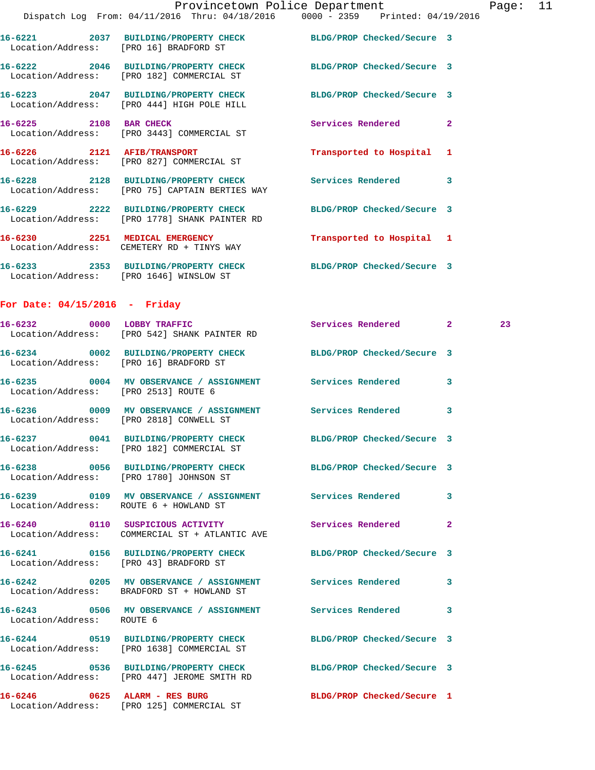16-6221 2037 BUILDING/PROPERTY CHECK BLDG/PROP Checked/Secure 3
Location/Address: [PRO 16] BRADFORD ST

16-6222 2046 BUILDING/PROPERTY CHECK BLDG/PROP Checked/Secure 3
Location/Address: [PRO 182] COMMERCIAL ST

16-6223 2047 BUILDING/PROPERTY CHECK BLDG/PROP Checked/Secure 3
Location/Address: [PRO 444] HIGH POLE HILL

16-6225 2108 BAR CHECK Services Rendered 2
Location/Address: [PRO 3443] COMMERCIAL ST

16-6226 2121 AFIB/TRANSPORT Transported to Hospital 1
Location/Address: [PRO 827] COMMERCIAL ST

16-6228 2128 BUILDING/PROPERTY CHECK Services Rendered 3
Location/Address: [PRO 75] CAPTAIN BERTIES WAY

16-6229 2222 BUILDING/PROPERTY CHECK BLDG/PROP Checked/Secure 3
Location/Address: [PRO 1778] SHANK PAINTER RD

16-6230 2251 MEDICAL EMERGENCY Transported to Hospital 1
Location/Address: CEMETERY RD + TINYS WAY

16-6233 2353 BUILDING/PROPERTY CHECK BLDG/PROP Checked/Secure 3
Location/Address: [PRO 1646] WINSLOW ST

## For Date: 04/15/2016 - Friday

16-6232 0000 LOBBY TRAFFIC Services Rendered 2 23
Location/Address: [PRO 542] SHANK PAINTER RD

16-6234 0002 BUILDING/PROPERTY CHECK BLDG/PROP Checked/Secure 3
Location/Address: [PRO 16] BRADFORD ST

16-6235 0004 MV OBSERVANCE / ASSIGNMENT Services Rendered 3
Location/Address: [PRO 2513] ROUTE 6

16-6236 0009 MV OBSERVANCE / ASSIGNMENT Services Rendered 3
Location/Address: [PRO 2818] CONWELL ST

16-6237 0041 BUILDING/PROPERTY CHECK BLDG/PROP Checked/Secure 3
Location/Address: [PRO 182] COMMERCIAL ST

16-6238 0056 BUILDING/PROPERTY CHECK BLDG/PROP Checked/Secure 3
Location/Address: [PRO 1780] JOHNSON ST

16-6239 0109 MV OBSERVANCE / ASSIGNMENT Services Rendered 3
Location/Address: ROUTE 6 + HOWLAND ST

16-6240 0110 SUSPICIOUS ACTIVITY Services Rendered 2
Location/Address: COMMERCIAL ST + ATLANTIC AVE

16-6241 0156 BUILDING/PROPERTY CHECK BLDG/PROP Checked/Secure 3
Location/Address: [PRO 43] BRADFORD ST

16-6242 0205 MV OBSERVANCE / ASSIGNMENT Services Rendered 3
Location/Address: BRADFORD ST + HOWLAND ST

16-6243 0506 MV OBSERVANCE / ASSIGNMENT Services Rendered 3
Location/Address: ROUTE 6

16-6244 0519 BUILDING/PROPERTY CHECK BLDG/PROP Checked/Secure 3
Location/Address: [PRO 1638] COMMERCIAL ST

16-6245 0536 BUILDING/PROPERTY CHECK BLDG/PROP Checked/Secure 3
Location/Address: [PRO 447] JEROME SMITH RD

16-6246 0625 ALARM - RES BURG BLDG/PROP Checked/Secure 1
Location/Address: [PRO 125] COMMERCIAL ST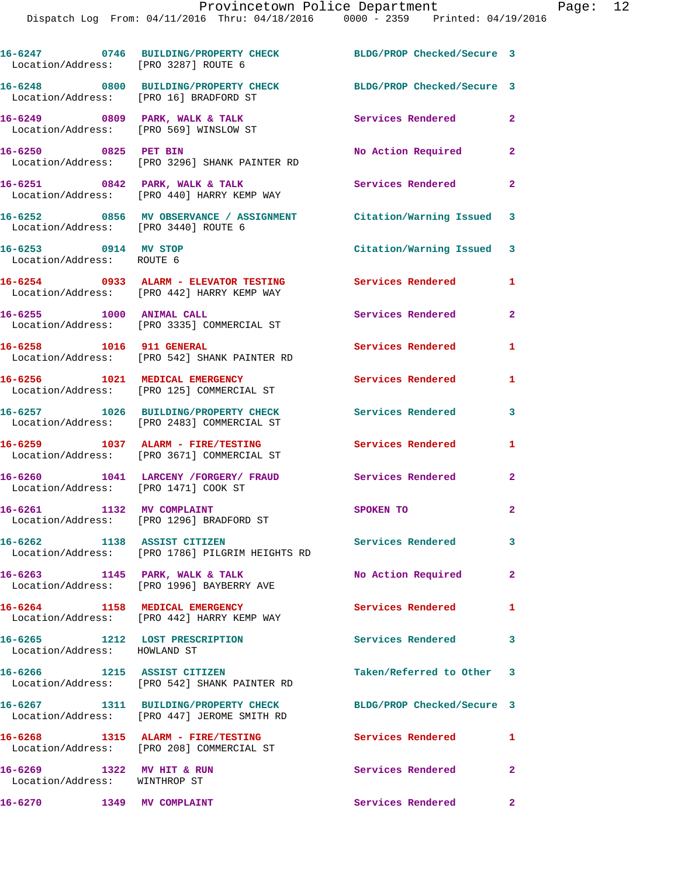| Call # | Time | Call Reason | Action | Priority |
|---|---|---|---|---|
| 16-6247 | 0746 | BUILDING/PROPERTY CHECK | BLDG/PROP Checked/Secure | 3 |
| Location/Address: | | [PRO 3287] ROUTE 6 | | |
| 16-6248 | 0800 | BUILDING/PROPERTY CHECK | BLDG/PROP Checked/Secure | 3 |
| Location/Address: | | [PRO 16] BRADFORD ST | | |
| 16-6249 | 0809 | PARK, WALK & TALK | Services Rendered | 2 |
| Location/Address: | | [PRO 569] WINSLOW ST | | |
| 16-6250 | 0825 | PET BIN | No Action Required | 2 |
| Location/Address: | | [PRO 3296] SHANK PAINTER RD | | |
| 16-6251 | 0842 | PARK, WALK & TALK | Services Rendered | 2 |
| Location/Address: | | [PRO 440] HARRY KEMP WAY | | |
| 16-6252 | 0856 | MV OBSERVANCE / ASSIGNMENT | Citation/Warning Issued | 3 |
| Location/Address: | | [PRO 3440] ROUTE 6 | | |
| 16-6253 | 0914 | MV STOP | Citation/Warning Issued | 3 |
| Location/Address: | | ROUTE 6 | | |
| 16-6254 | 0933 | ALARM - ELEVATOR TESTING | Services Rendered | 1 |
| Location/Address: | | [PRO 442] HARRY KEMP WAY | | |
| 16-6255 | 1000 | ANIMAL CALL | Services Rendered | 2 |
| Location/Address: | | [PRO 3335] COMMERCIAL ST | | |
| 16-6258 | 1016 | 911 GENERAL | Services Rendered | 1 |
| Location/Address: | | [PRO 542] SHANK PAINTER RD | | |
| 16-6256 | 1021 | MEDICAL EMERGENCY | Services Rendered | 1 |
| Location/Address: | | [PRO 125] COMMERCIAL ST | | |
| 16-6257 | 1026 | BUILDING/PROPERTY CHECK | Services Rendered | 3 |
| Location/Address: | | [PRO 2483] COMMERCIAL ST | | |
| 16-6259 | 1037 | ALARM - FIRE/TESTING | Services Rendered | 1 |
| Location/Address: | | [PRO 3671] COMMERCIAL ST | | |
| 16-6260 | 1041 | LARCENY /FORGERY/ FRAUD | Services Rendered | 2 |
| Location/Address: | | [PRO 1471] COOK ST | | |
| 16-6261 | 1132 | MV COMPLAINT | SPOKEN TO | 2 |
| Location/Address: | | [PRO 1296] BRADFORD ST | | |
| 16-6262 | 1138 | ASSIST CITIZEN | Services Rendered | 3 |
| Location/Address: | | [PRO 1786] PILGRIM HEIGHTS RD | | |
| 16-6263 | 1145 | PARK, WALK & TALK | No Action Required | 2 |
| Location/Address: | | [PRO 1996] BAYBERRY AVE | | |
| 16-6264 | 1158 | MEDICAL EMERGENCY | Services Rendered | 1 |
| Location/Address: | | [PRO 442] HARRY KEMP WAY | | |
| 16-6265 | 1212 | LOST PRESCRIPTION | Services Rendered | 3 |
| Location/Address: | | HOWLAND ST | | |
| 16-6266 | 1215 | ASSIST CITIZEN | Taken/Referred to Other | 3 |
| Location/Address: | | [PRO 542] SHANK PAINTER RD | | |
| 16-6267 | 1311 | BUILDING/PROPERTY CHECK | BLDG/PROP Checked/Secure | 3 |
| Location/Address: | | [PRO 447] JEROME SMITH RD | | |
| 16-6268 | 1315 | ALARM - FIRE/TESTING | Services Rendered | 1 |
| Location/Address: | | [PRO 208] COMMERCIAL ST | | |
| 16-6269 | 1322 | MV HIT & RUN | Services Rendered | 2 |
| Location/Address: | | WINTHROP ST | | |
| 16-6270 | 1349 | MV COMPLAINT | Services Rendered | 2 |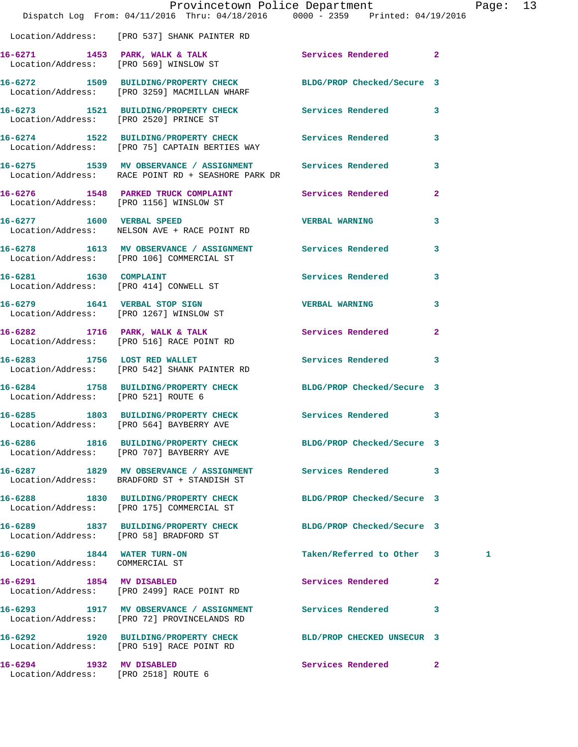Location/Address: [PRO 537] SHANK PAINTER RD

| Call # | Time | Call Reason | Action | Priority | |
|---|---|---|---|---|---|
| 16-6271 | 1453 | PARK, WALK & TALK | Services Rendered | 2 | |
| Location/Address: [PRO 569] WINSLOW ST | | | | | |
| 16-6272 | 1509 | BUILDING/PROPERTY CHECK | BLDG/PROP Checked/Secure | 3 | |
| Location/Address: [PRO 3259] MACMILLAN WHARF | | | | | |
| 16-6273 | 1521 | BUILDING/PROPERTY CHECK | Services Rendered | 3 | |
| Location/Address: [PRO 2520] PRINCE ST | | | | | |
| 16-6274 | 1522 | BUILDING/PROPERTY CHECK | Services Rendered | 3 | |
| Location/Address: [PRO 75] CAPTAIN BERTIES WAY | | | | | |
| 16-6275 | 1539 | MV OBSERVANCE / ASSIGNMENT | Services Rendered | 3 | |
| Location/Address: RACE POINT RD + SEASHORE PARK DR | | | | | |
| 16-6276 | 1548 | PARKED TRUCK COMPLAINT | Services Rendered | 2 | |
| Location/Address: [PRO 1156] WINSLOW ST | | | | | |
| 16-6277 | 1600 | VERBAL SPEED | VERBAL WARNING | 3 | |
| Location/Address: NELSON AVE + RACE POINT RD | | | | | |
| 16-6278 | 1613 | MV OBSERVANCE / ASSIGNMENT | Services Rendered | 3 | |
| Location/Address: [PRO 106] COMMERCIAL ST | | | | | |
| 16-6281 | 1630 | COMPLAINT | Services Rendered | 3 | |
| Location/Address: [PRO 414] CONWELL ST | | | | | |
| 16-6279 | 1641 | VERBAL STOP SIGN | VERBAL WARNING | 3 | |
| Location/Address: [PRO 1267] WINSLOW ST | | | | | |
| 16-6282 | 1716 | PARK, WALK & TALK | Services Rendered | 2 | |
| Location/Address: [PRO 516] RACE POINT RD | | | | | |
| 16-6283 | 1756 | LOST RED WALLET | Services Rendered | 3 | |
| Location/Address: [PRO 542] SHANK PAINTER RD | | | | | |
| 16-6284 | 1758 | BUILDING/PROPERTY CHECK | BLDG/PROP Checked/Secure | 3 | |
| Location/Address: [PRO 521] ROUTE 6 | | | | | |
| 16-6285 | 1803 | BUILDING/PROPERTY CHECK | Services Rendered | 3 | |
| Location/Address: [PRO 564] BAYBERRY AVE | | | | | |
| 16-6286 | 1816 | BUILDING/PROPERTY CHECK | BLDG/PROP Checked/Secure | 3 | |
| Location/Address: [PRO 707] BAYBERRY AVE | | | | | |
| 16-6287 | 1829 | MV OBSERVANCE / ASSIGNMENT | Services Rendered | 3 | |
| Location/Address: BRADFORD ST + STANDISH ST | | | | | |
| 16-6288 | 1830 | BUILDING/PROPERTY CHECK | BLDG/PROP Checked/Secure | 3 | |
| Location/Address: [PRO 175] COMMERCIAL ST | | | | | |
| 16-6289 | 1837 | BUILDING/PROPERTY CHECK | BLDG/PROP Checked/Secure | 3 | |
| Location/Address: [PRO 58] BRADFORD ST | | | | | |
| 16-6290 | 1844 | WATER TURN-ON | Taken/Referred to Other | 3 | 1 |
| Location/Address: COMMERCIAL ST | | | | | |
| 16-6291 | 1854 | MV DISABLED | Services Rendered | 2 | |
| Location/Address: [PRO 2499] RACE POINT RD | | | | | |
| 16-6293 | 1917 | MV OBSERVANCE / ASSIGNMENT | Services Rendered | 3 | |
| Location/Address: [PRO 72] PROVINCELANDS RD | | | | | |
| 16-6292 | 1920 | BUILDING/PROPERTY CHECK | BLD/PROP CHECKED UNSECUR | 3 | |
| Location/Address: [PRO 519] RACE POINT RD | | | | | |
| 16-6294 | 1932 | MV DISABLED | Services Rendered | 2 | |
| Location/Address: [PRO 2518] ROUTE 6 | | | | | |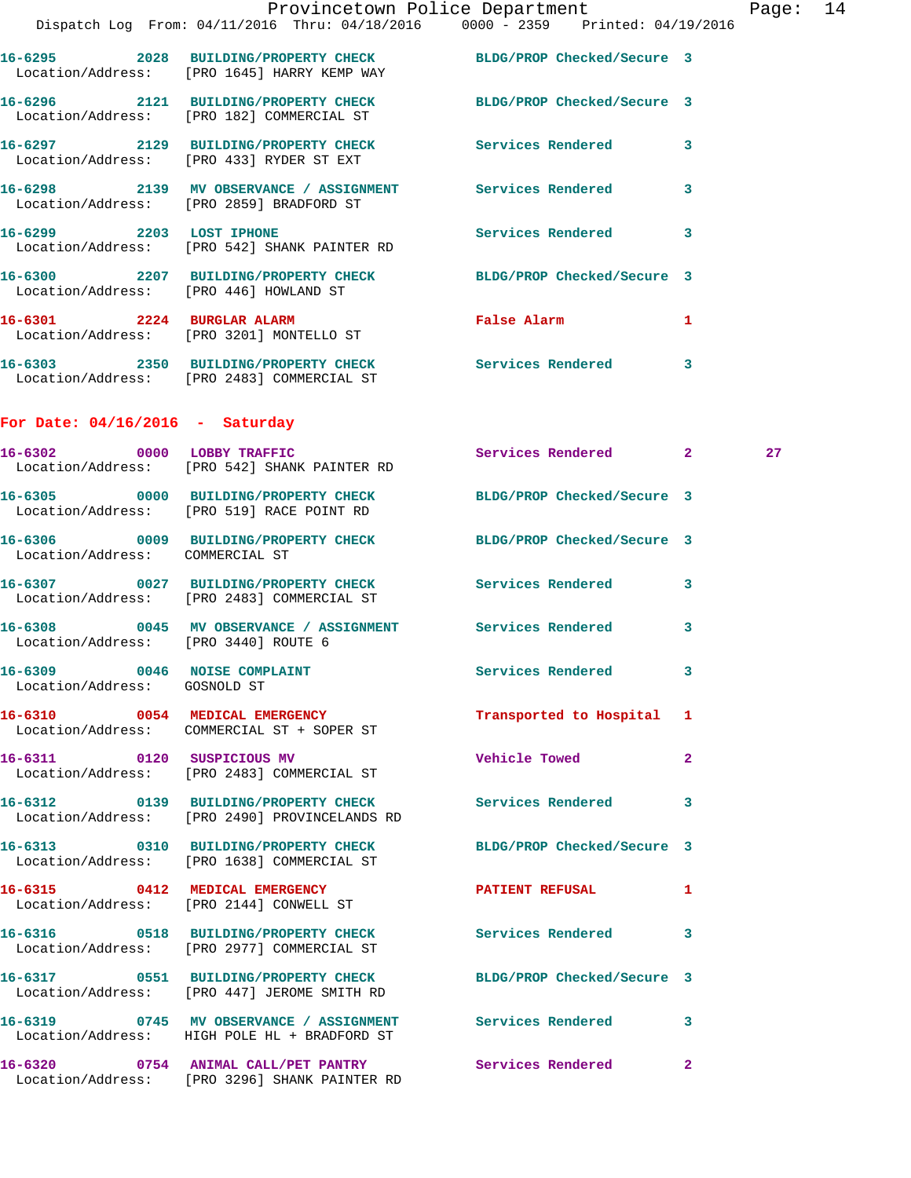16-6295 2028 BUILDING/PROPERTY CHECK BLDG/PROP Checked/Secure 3
Location/Address: [PRO 1645] HARRY KEMP WAY

16-6296 2121 BUILDING/PROPERTY CHECK BLDG/PROP Checked/Secure 3
Location/Address: [PRO 182] COMMERCIAL ST

16-6297 2129 BUILDING/PROPERTY CHECK Services Rendered 3
Location/Address: [PRO 433] RYDER ST EXT

16-6298 2139 MV OBSERVANCE / ASSIGNMENT Services Rendered 3
Location/Address: [PRO 2859] BRADFORD ST

16-6299 2203 LOST IPHONE Services Rendered 3
Location/Address: [PRO 542] SHANK PAINTER RD

16-6300 2207 BUILDING/PROPERTY CHECK BLDG/PROP Checked/Secure 3
Location/Address: [PRO 446] HOWLAND ST

16-6301 2224 BURGLAR ALARM False Alarm 1
Location/Address: [PRO 3201] MONTELLO ST

16-6303 2350 BUILDING/PROPERTY CHECK Services Rendered 3
Location/Address: [PRO 2483] COMMERCIAL ST

**For Date: 04/16/2016 - Saturday**

16-6302 0000 LOBBY TRAFFIC Services Rendered 2 27
Location/Address: [PRO 542] SHANK PAINTER RD

16-6305 0000 BUILDING/PROPERTY CHECK BLDG/PROP Checked/Secure 3
Location/Address: [PRO 519] RACE POINT RD

16-6306 0009 BUILDING/PROPERTY CHECK BLDG/PROP Checked/Secure 3
Location/Address: COMMERCIAL ST

16-6307 0027 BUILDING/PROPERTY CHECK Services Rendered 3
Location/Address: [PRO 2483] COMMERCIAL ST

16-6308 0045 MV OBSERVANCE / ASSIGNMENT Services Rendered 3
Location/Address: [PRO 3440] ROUTE 6

16-6309 0046 NOISE COMPLAINT Services Rendered 3
Location/Address: GOSNOLD ST

16-6310 0054 MEDICAL EMERGENCY Transported to Hospital 1
Location/Address: COMMERCIAL ST + SOPER ST

16-6311 0120 SUSPICIOUS MV Vehicle Towed 2
Location/Address: [PRO 2483] COMMERCIAL ST

16-6312 0139 BUILDING/PROPERTY CHECK Services Rendered 3
Location/Address: [PRO 2490] PROVINCELANDS RD

16-6313 0310 BUILDING/PROPERTY CHECK BLDG/PROP Checked/Secure 3
Location/Address: [PRO 1638] COMMERCIAL ST

16-6315 0412 MEDICAL EMERGENCY PATIENT REFUSAL 1
Location/Address: [PRO 2144] CONWELL ST

16-6316 0518 BUILDING/PROPERTY CHECK Services Rendered 3
Location/Address: [PRO 2977] COMMERCIAL ST

16-6317 0551 BUILDING/PROPERTY CHECK BLDG/PROP Checked/Secure 3
Location/Address: [PRO 447] JEROME SMITH RD

16-6319 0745 MV OBSERVANCE / ASSIGNMENT Services Rendered 3
Location/Address: HIGH POLE HL + BRADFORD ST

16-6320 0754 ANIMAL CALL/PET PANTRY Services Rendered 2
Location/Address: [PRO 3296] SHANK PAINTER RD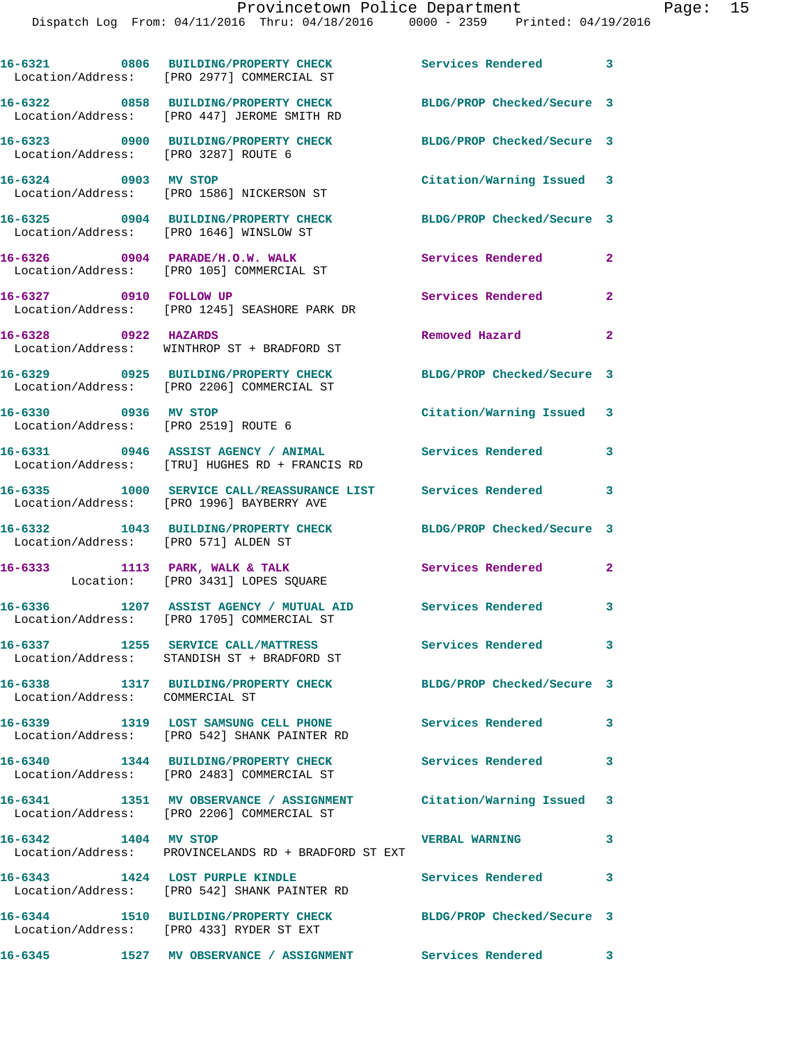16-6321 0806 BUILDING/PROPERTY CHECK Services Rendered 3
Location/Address: [PRO 2977] COMMERCIAL ST

16-6322 0858 BUILDING/PROPERTY CHECK BLDG/PROP Checked/Secure 3
Location/Address: [PRO 447] JEROME SMITH RD

16-6323 0900 BUILDING/PROPERTY CHECK BLDG/PROP Checked/Secure 3
Location/Address: [PRO 3287] ROUTE 6

16-6324 0903 MV STOP Citation/Warning Issued 3
Location/Address: [PRO 1586] NICKERSON ST

16-6325 0904 BUILDING/PROPERTY CHECK BLDG/PROP Checked/Secure 3
Location/Address: [PRO 1646] WINSLOW ST

16-6326 0904 PARADE/H.O.W. WALK Services Rendered 2
Location/Address: [PRO 105] COMMERCIAL ST

16-6327 0910 FOLLOW UP Services Rendered 2
Location/Address: [PRO 1245] SEASHORE PARK DR

16-6328 0922 HAZARDS Removed Hazard 2
Location/Address: WINTHROP ST + BRADFORD ST

16-6329 0925 BUILDING/PROPERTY CHECK BLDG/PROP Checked/Secure 3
Location/Address: [PRO 2206] COMMERCIAL ST

16-6330 0936 MV STOP Citation/Warning Issued 3
Location/Address: [PRO 2519] ROUTE 6

16-6331 0946 ASSIST AGENCY / ANIMAL Services Rendered 3
Location/Address: [TRU] HUGHES RD + FRANCIS RD

16-6335 1000 SERVICE CALL/REASSURANCE LIST Services Rendered 3
Location/Address: [PRO 1996] BAYBERRY AVE

16-6332 1043 BUILDING/PROPERTY CHECK BLDG/PROP Checked/Secure 3
Location/Address: [PRO 571] ALDEN ST

16-6333 1113 PARK, WALK & TALK Services Rendered 2
Location: [PRO 3431] LOPES SQUARE

16-6336 1207 ASSIST AGENCY / MUTUAL AID Services Rendered 3
Location/Address: [PRO 1705] COMMERCIAL ST

16-6337 1255 SERVICE CALL/MATTRESS Services Rendered 3
Location/Address: STANDISH ST + BRADFORD ST

16-6338 1317 BUILDING/PROPERTY CHECK BLDG/PROP Checked/Secure 3
Location/Address: COMMERCIAL ST

16-6339 1319 LOST SAMSUNG CELL PHONE Services Rendered 3
Location/Address: [PRO 542] SHANK PAINTER RD

16-6340 1344 BUILDING/PROPERTY CHECK Services Rendered 3
Location/Address: [PRO 2483] COMMERCIAL ST

16-6341 1351 MV OBSERVANCE / ASSIGNMENT Citation/Warning Issued 3
Location/Address: [PRO 2206] COMMERCIAL ST

16-6342 1404 MV STOP VERBAL WARNING 3
Location/Address: PROVINCELANDS RD + BRADFORD ST EXT

16-6343 1424 LOST PURPLE KINDLE Services Rendered 3
Location/Address: [PRO 542] SHANK PAINTER RD

16-6344 1510 BUILDING/PROPERTY CHECK BLDG/PROP Checked/Secure 3
Location/Address: [PRO 433] RYDER ST EXT

16-6345 1527 MV OBSERVANCE / ASSIGNMENT Services Rendered 3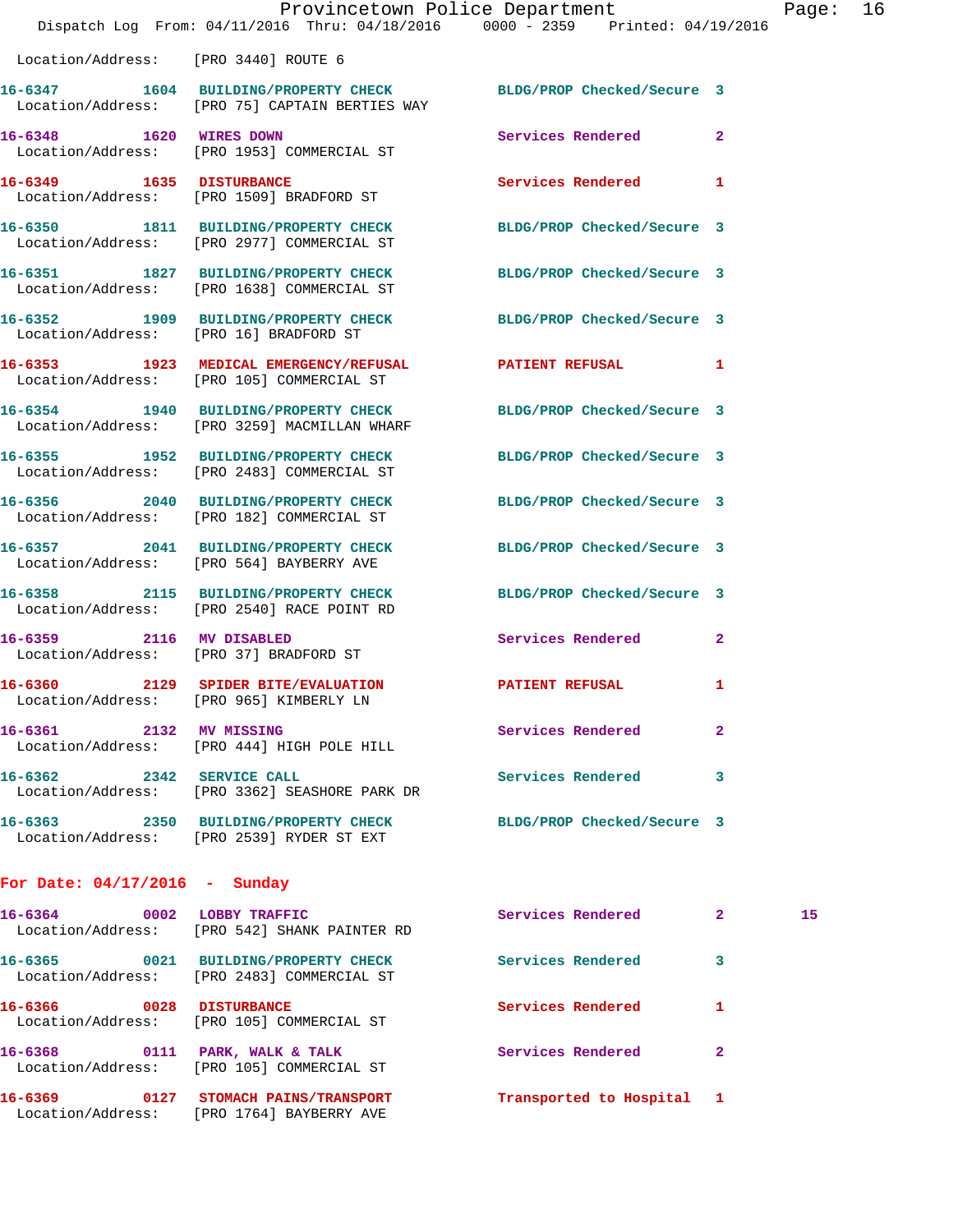Location/Address: [PRO 3440] ROUTE 6

16-6347 1604 BUILDING/PROPERTY CHECK BLDG/PROP Checked/Secure 3
Location/Address: [PRO 75] CAPTAIN BERTIES WAY

16-6348 1620 WIRES DOWN Services Rendered 2
Location/Address: [PRO 1953] COMMERCIAL ST

16-6349 1635 DISTURBANCE Services Rendered 1
Location/Address: [PRO 1509] BRADFORD ST

16-6350 1811 BUILDING/PROPERTY CHECK BLDG/PROP Checked/Secure 3
Location/Address: [PRO 2977] COMMERCIAL ST

16-6351 1827 BUILDING/PROPERTY CHECK BLDG/PROP Checked/Secure 3
Location/Address: [PRO 1638] COMMERCIAL ST

16-6352 1909 BUILDING/PROPERTY CHECK BLDG/PROP Checked/Secure 3
Location/Address: [PRO 16] BRADFORD ST

16-6353 1923 MEDICAL EMERGENCY/REFUSAL PATIENT REFUSAL 1
Location/Address: [PRO 105] COMMERCIAL ST

16-6354 1940 BUILDING/PROPERTY CHECK BLDG/PROP Checked/Secure 3
Location/Address: [PRO 3259] MACMILLAN WHARF

16-6355 1952 BUILDING/PROPERTY CHECK BLDG/PROP Checked/Secure 3
Location/Address: [PRO 2483] COMMERCIAL ST

16-6356 2040 BUILDING/PROPERTY CHECK BLDG/PROP Checked/Secure 3
Location/Address: [PRO 182] COMMERCIAL ST

16-6357 2041 BUILDING/PROPERTY CHECK BLDG/PROP Checked/Secure 3
Location/Address: [PRO 564] BAYBERRY AVE

16-6358 2115 BUILDING/PROPERTY CHECK BLDG/PROP Checked/Secure 3
Location/Address: [PRO 2540] RACE POINT RD

16-6359 2116 MV DISABLED Services Rendered 2
Location/Address: [PRO 37] BRADFORD ST

16-6360 2129 SPIDER BITE/EVALUATION PATIENT REFUSAL 1
Location/Address: [PRO 965] KIMBERLY LN

16-6361 2132 MV MISSING Services Rendered 2
Location/Address: [PRO 444] HIGH POLE HILL

16-6362 2342 SERVICE CALL Services Rendered 3
Location/Address: [PRO 3362] SEASHORE PARK DR

16-6363 2350 BUILDING/PROPERTY CHECK BLDG/PROP Checked/Secure 3
Location/Address: [PRO 2539] RYDER ST EXT

## For Date: 04/17/2016 - Sunday

16-6364 0002 LOBBY TRAFFIC Services Rendered 2 15
Location/Address: [PRO 542] SHANK PAINTER RD

16-6365 0021 BUILDING/PROPERTY CHECK Services Rendered 3
Location/Address: [PRO 2483] COMMERCIAL ST

16-6366 0028 DISTURBANCE Services Rendered 1
Location/Address: [PRO 105] COMMERCIAL ST

16-6368 0111 PARK, WALK & TALK Services Rendered 2
Location/Address: [PRO 105] COMMERCIAL ST

16-6369 0127 STOMACH PAINS/TRANSPORT Transported to Hospital 1
Location/Address: [PRO 1764] BAYBERRY AVE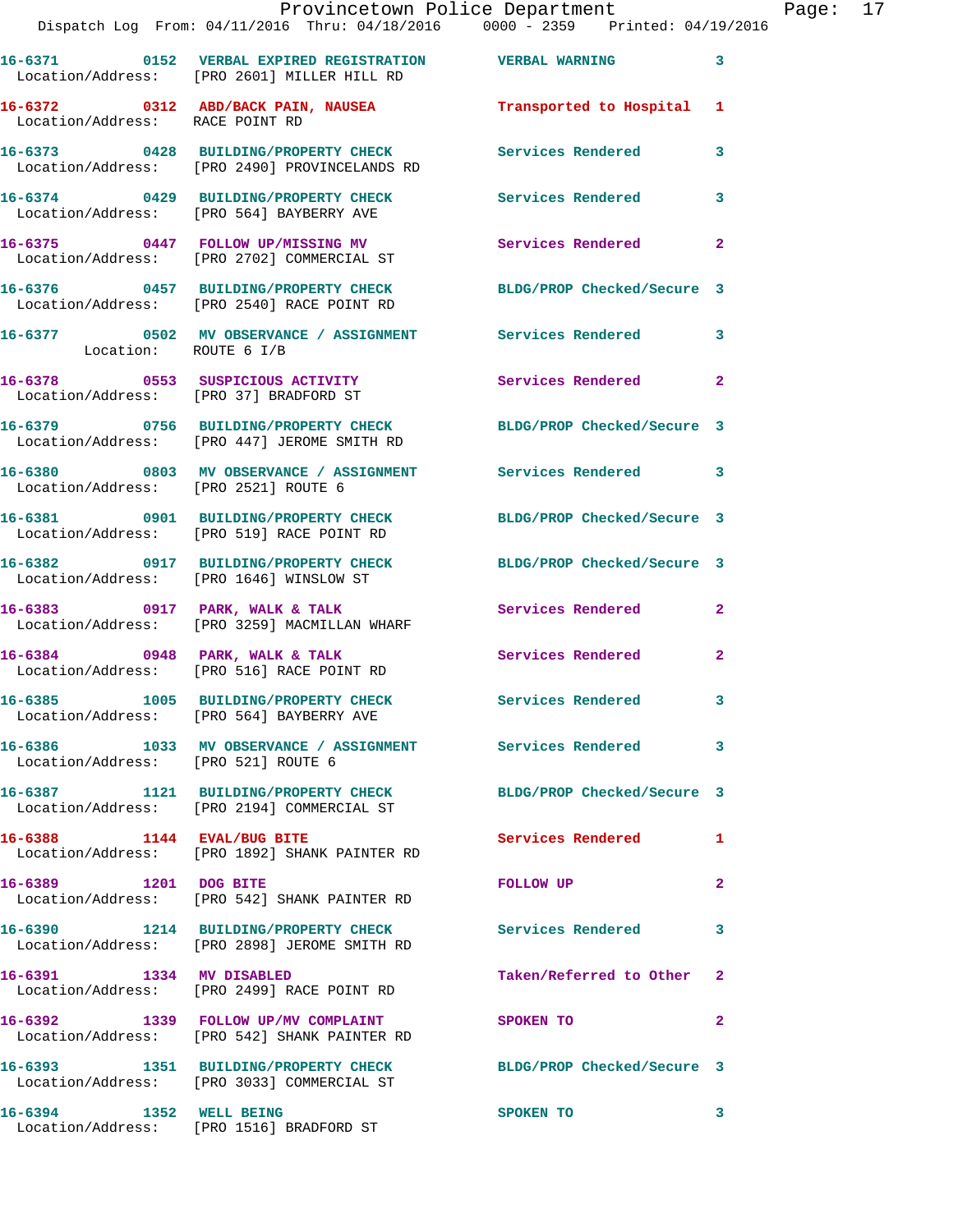| Call Number | Time | Call Reason | Action | Priority |
|---|---|---|---|---|
| 16-6371 | 0152 | VERBAL EXPIRED REGISTRATION | VERBAL WARNING | 3 |
| Location/Address: | | [PRO 2601] MILLER HILL RD | | |
| 16-6372 | 0312 | ABD/BACK PAIN, NAUSEA | Transported to Hospital | 1 |
| Location/Address: | | RACE POINT RD | | |
| 16-6373 | 0428 | BUILDING/PROPERTY CHECK | Services Rendered | 3 |
| Location/Address: | | [PRO 2490] PROVINCELANDS RD | | |
| 16-6374 | 0429 | BUILDING/PROPERTY CHECK | Services Rendered | 3 |
| Location/Address: | | [PRO 564] BAYBERRY AVE | | |
| 16-6375 | 0447 | FOLLOW UP/MISSING MV | Services Rendered | 2 |
| Location/Address: | | [PRO 2702] COMMERCIAL ST | | |
| 16-6376 | 0457 | BUILDING/PROPERTY CHECK | BLDG/PROP Checked/Secure | 3 |
| Location/Address: | | [PRO 2540] RACE POINT RD | | |
| 16-6377 | 0502 | MV OBSERVANCE / ASSIGNMENT | Services Rendered | 3 |
| Location: | | ROUTE 6 I/B | | |
| 16-6378 | 0553 | SUSPICIOUS ACTIVITY | Services Rendered | 2 |
| Location/Address: | | [PRO 37] BRADFORD ST | | |
| 16-6379 | 0756 | BUILDING/PROPERTY CHECK | BLDG/PROP Checked/Secure | 3 |
| Location/Address: | | [PRO 447] JEROME SMITH RD | | |
| 16-6380 | 0803 | MV OBSERVANCE / ASSIGNMENT | Services Rendered | 3 |
| Location/Address: | | [PRO 2521] ROUTE 6 | | |
| 16-6381 | 0901 | BUILDING/PROPERTY CHECK | BLDG/PROP Checked/Secure | 3 |
| Location/Address: | | [PRO 519] RACE POINT RD | | |
| 16-6382 | 0917 | BUILDING/PROPERTY CHECK | BLDG/PROP Checked/Secure | 3 |
| Location/Address: | | [PRO 1646] WINSLOW ST | | |
| 16-6383 | 0917 | PARK, WALK & TALK | Services Rendered | 2 |
| Location/Address: | | [PRO 3259] MACMILLAN WHARF | | |
| 16-6384 | 0948 | PARK, WALK & TALK | Services Rendered | 2 |
| Location/Address: | | [PRO 516] RACE POINT RD | | |
| 16-6385 | 1005 | BUILDING/PROPERTY CHECK | Services Rendered | 3 |
| Location/Address: | | [PRO 564] BAYBERRY AVE | | |
| 16-6386 | 1033 | MV OBSERVANCE / ASSIGNMENT | Services Rendered | 3 |
| Location/Address: | | [PRO 521] ROUTE 6 | | |
| 16-6387 | 1121 | BUILDING/PROPERTY CHECK | BLDG/PROP Checked/Secure | 3 |
| Location/Address: | | [PRO 2194] COMMERCIAL ST | | |
| 16-6388 | 1144 | EVAL/BUG BITE | Services Rendered | 1 |
| Location/Address: | | [PRO 1892] SHANK PAINTER RD | | |
| 16-6389 | 1201 | DOG BITE | FOLLOW UP | 2 |
| Location/Address: | | [PRO 542] SHANK PAINTER RD | | |
| 16-6390 | 1214 | BUILDING/PROPERTY CHECK | Services Rendered | 3 |
| Location/Address: | | [PRO 2898] JEROME SMITH RD | | |
| 16-6391 | 1334 | MV DISABLED | Taken/Referred to Other | 2 |
| Location/Address: | | [PRO 2499] RACE POINT RD | | |
| 16-6392 | 1339 | FOLLOW UP/MV COMPLAINT | SPOKEN TO | 2 |
| Location/Address: | | [PRO 542] SHANK PAINTER RD | | |
| 16-6393 | 1351 | BUILDING/PROPERTY CHECK | BLDG/PROP Checked/Secure | 3 |
| Location/Address: | | [PRO 3033] COMMERCIAL ST | | |
| 16-6394 | 1352 | WELL BEING | SPOKEN TO | 3 |
| Location/Address: | | [PRO 1516] BRADFORD ST | | |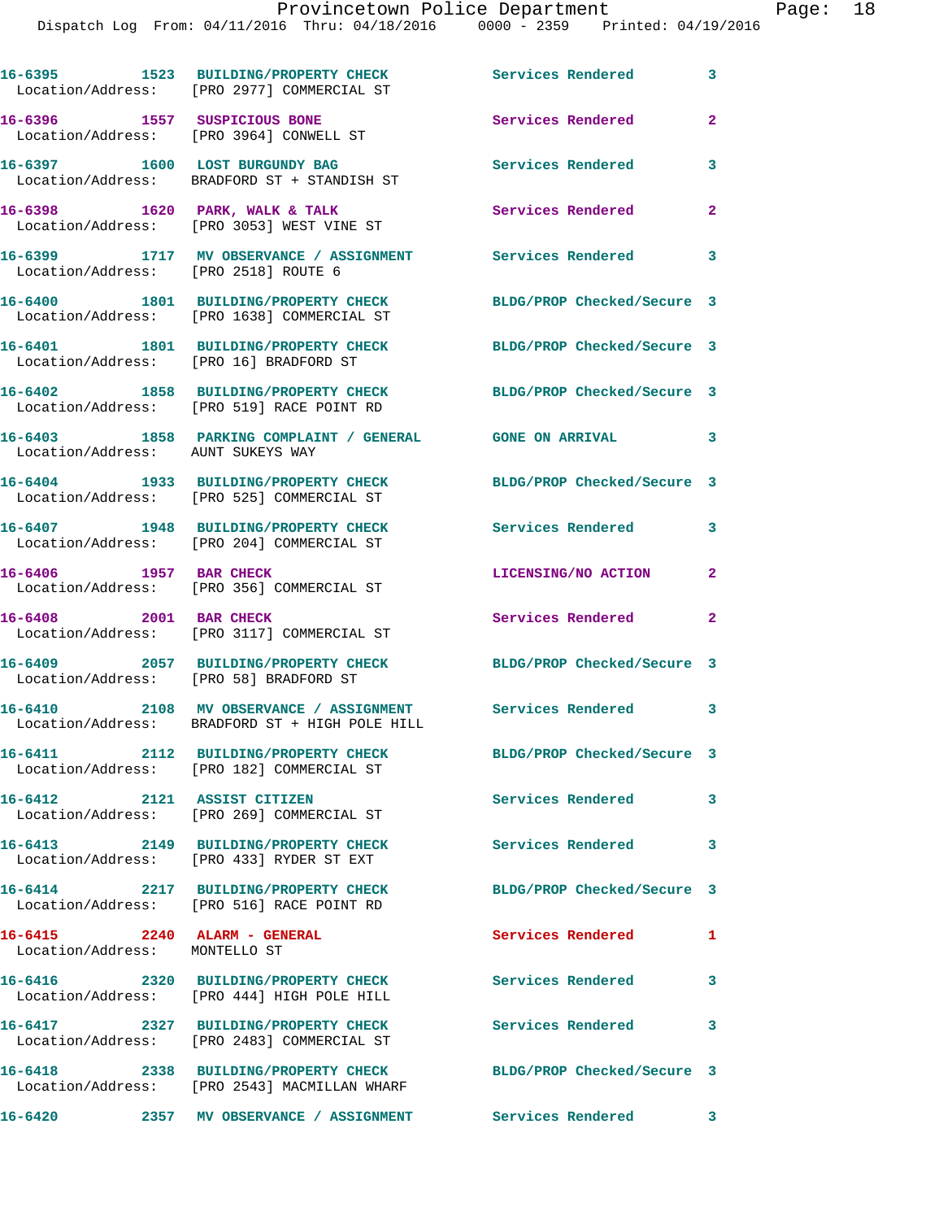```
16-6395        1523  BUILDING/PROPERTY CHECK          Services Rendered         3
  Location/Address:    [PRO 2977] COMMERCIAL ST
16-6396        1557  SUSPICIOUS BONE                  Services Rendered         2
  Location/Address:    [PRO 3964] CONWELL ST
16-6397        1600  LOST BURGUNDY BAG                Services Rendered         3
  Location/Address:    BRADFORD ST + STANDISH ST
16-6398        1620  PARK, WALK & TALK                Services Rendered         2
  Location/Address:    [PRO 3053] WEST VINE ST
16-6399        1717  MV OBSERVANCE / ASSIGNMENT       Services Rendered         3
  Location/Address:    [PRO 2518] ROUTE 6
16-6400        1801  BUILDING/PROPERTY CHECK          BLDG/PROP Checked/Secure  3
  Location/Address:    [PRO 1638] COMMERCIAL ST
16-6401        1801  BUILDING/PROPERTY CHECK          BLDG/PROP Checked/Secure  3
  Location/Address:    [PRO 16] BRADFORD ST
16-6402        1858  BUILDING/PROPERTY CHECK          BLDG/PROP Checked/Secure  3
  Location/Address:    [PRO 519] RACE POINT RD
16-6403        1858  PARKING COMPLAINT / GENERAL      GONE ON ARRIVAL           3
  Location/Address:    AUNT SUKEYS WAY
16-6404        1933  BUILDING/PROPERTY CHECK          BLDG/PROP Checked/Secure  3
  Location/Address:    [PRO 525] COMMERCIAL ST
16-6407        1948  BUILDING/PROPERTY CHECK          Services Rendered         3
  Location/Address:    [PRO 204] COMMERCIAL ST
16-6406        1957  BAR CHECK                        LICENSING/NO ACTION       2
  Location/Address:    [PRO 356] COMMERCIAL ST
16-6408        2001  BAR CHECK                        Services Rendered         2
  Location/Address:    [PRO 3117] COMMERCIAL ST
16-6409        2057  BUILDING/PROPERTY CHECK          BLDG/PROP Checked/Secure  3
  Location/Address:    [PRO 58] BRADFORD ST
16-6410        2108  MV OBSERVANCE / ASSIGNMENT       Services Rendered         3
  Location/Address:    BRADFORD ST + HIGH POLE HILL
16-6411        2112  BUILDING/PROPERTY CHECK          BLDG/PROP Checked/Secure  3
  Location/Address:    [PRO 182] COMMERCIAL ST
16-6412        2121  ASSIST CITIZEN                   Services Rendered         3
  Location/Address:    [PRO 269] COMMERCIAL ST
16-6413        2149  BUILDING/PROPERTY CHECK          Services Rendered         3
  Location/Address:    [PRO 433] RYDER ST EXT
16-6414        2217  BUILDING/PROPERTY CHECK          BLDG/PROP Checked/Secure  3
  Location/Address:    [PRO 516] RACE POINT RD
16-6415        2240  ALARM - GENERAL                  Services Rendered         1
  Location/Address:    MONTELLO ST
16-6416        2320  BUILDING/PROPERTY CHECK          Services Rendered         3
  Location/Address:    [PRO 444] HIGH POLE HILL
16-6417        2327  BUILDING/PROPERTY CHECK          Services Rendered         3
  Location/Address:    [PRO 2483] COMMERCIAL ST
16-6418        2338  BUILDING/PROPERTY CHECK          BLDG/PROP Checked/Secure  3
  Location/Address:    [PRO 2543] MACMILLAN WHARF
16-6420        2357  MV OBSERVANCE / ASSIGNMENT       Services Rendered         3
```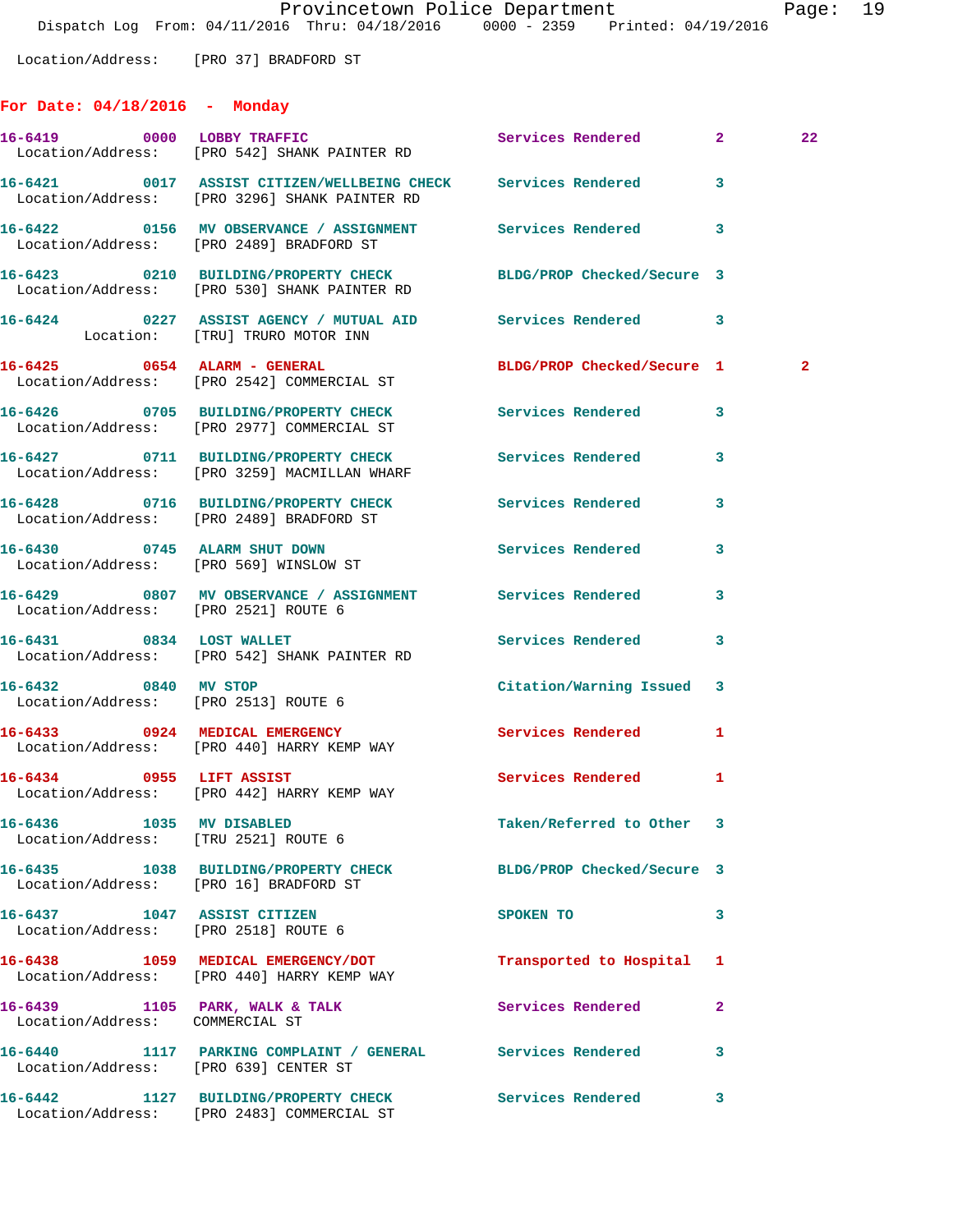Location/Address: [PRO 37] BRADFORD ST

## For Date: 04/18/2016 - Monday

| Call # | Time | Call Type | Disposition | Priority | |
|---|---|---|---|---|---|
| 16-6419 | 0000 | LOBBY TRAFFIC | Services Rendered | 2 | 22 |
| | | Location/Address: [PRO 542] SHANK PAINTER RD | | | |
| 16-6421 | 0017 | ASSIST CITIZEN/WELLBEING CHECK | Services Rendered | 3 | |
| | | Location/Address: [PRO 3296] SHANK PAINTER RD | | | |
| 16-6422 | 0156 | MV OBSERVANCE / ASSIGNMENT | Services Rendered | 3 | |
| | | Location/Address: [PRO 2489] BRADFORD ST | | | |
| 16-6423 | 0210 | BUILDING/PROPERTY CHECK | BLDG/PROP Checked/Secure | 3 | |
| | | Location/Address: [PRO 530] SHANK PAINTER RD | | | |
| 16-6424 | 0227 | ASSIST AGENCY / MUTUAL AID | Services Rendered | 3 | |
| | | Location: [TRU] TRURO MOTOR INN | | | |
| 16-6425 | 0654 | ALARM - GENERAL | BLDG/PROP Checked/Secure | 1 | 2 |
| | | Location/Address: [PRO 2542] COMMERCIAL ST | | | |
| 16-6426 | 0705 | BUILDING/PROPERTY CHECK | Services Rendered | 3 | |
| | | Location/Address: [PRO 2977] COMMERCIAL ST | | | |
| 16-6427 | 0711 | BUILDING/PROPERTY CHECK | Services Rendered | 3 | |
| | | Location/Address: [PRO 3259] MACMILLAN WHARF | | | |
| 16-6428 | 0716 | BUILDING/PROPERTY CHECK | Services Rendered | 3 | |
| | | Location/Address: [PRO 2489] BRADFORD ST | | | |
| 16-6430 | 0745 | ALARM SHUT DOWN | Services Rendered | 3 | |
| | | Location/Address: [PRO 569] WINSLOW ST | | | |
| 16-6429 | 0807 | MV OBSERVANCE / ASSIGNMENT | Services Rendered | 3 | |
| | | Location/Address: [PRO 2521] ROUTE 6 | | | |
| 16-6431 | 0834 | LOST WALLET | Services Rendered | 3 | |
| | | Location/Address: [PRO 542] SHANK PAINTER RD | | | |
| 16-6432 | 0840 | MV STOP | Citation/Warning Issued | 3 | |
| | | Location/Address: [PRO 2513] ROUTE 6 | | | |
| 16-6433 | 0924 | MEDICAL EMERGENCY | Services Rendered | 1 | |
| | | Location/Address: [PRO 440] HARRY KEMP WAY | | | |
| 16-6434 | 0955 | LIFT ASSIST | Services Rendered | 1 | |
| | | Location/Address: [PRO 442] HARRY KEMP WAY | | | |
| 16-6436 | 1035 | MV DISABLED | Taken/Referred to Other | 3 | |
| | | Location/Address: [TRU 2521] ROUTE 6 | | | |
| 16-6435 | 1038 | BUILDING/PROPERTY CHECK | BLDG/PROP Checked/Secure | 3 | |
| | | Location/Address: [PRO 16] BRADFORD ST | | | |
| 16-6437 | 1047 | ASSIST CITIZEN | SPOKEN TO | 3 | |
| | | Location/Address: [PRO 2518] ROUTE 6 | | | |
| 16-6438 | 1059 | MEDICAL EMERGENCY/DOT | Transported to Hospital | 1 | |
| | | Location/Address: [PRO 440] HARRY KEMP WAY | | | |
| 16-6439 | 1105 | PARK, WALK & TALK | Services Rendered | 2 | |
| | | Location/Address: COMMERCIAL ST | | | |
| 16-6440 | 1117 | PARKING COMPLAINT / GENERAL | Services Rendered | 3 | |
| | | Location/Address: [PRO 639] CENTER ST | | | |
| 16-6442 | 1127 | BUILDING/PROPERTY CHECK | Services Rendered | 3 | |
| | | Location/Address: [PRO 2483] COMMERCIAL ST | | | |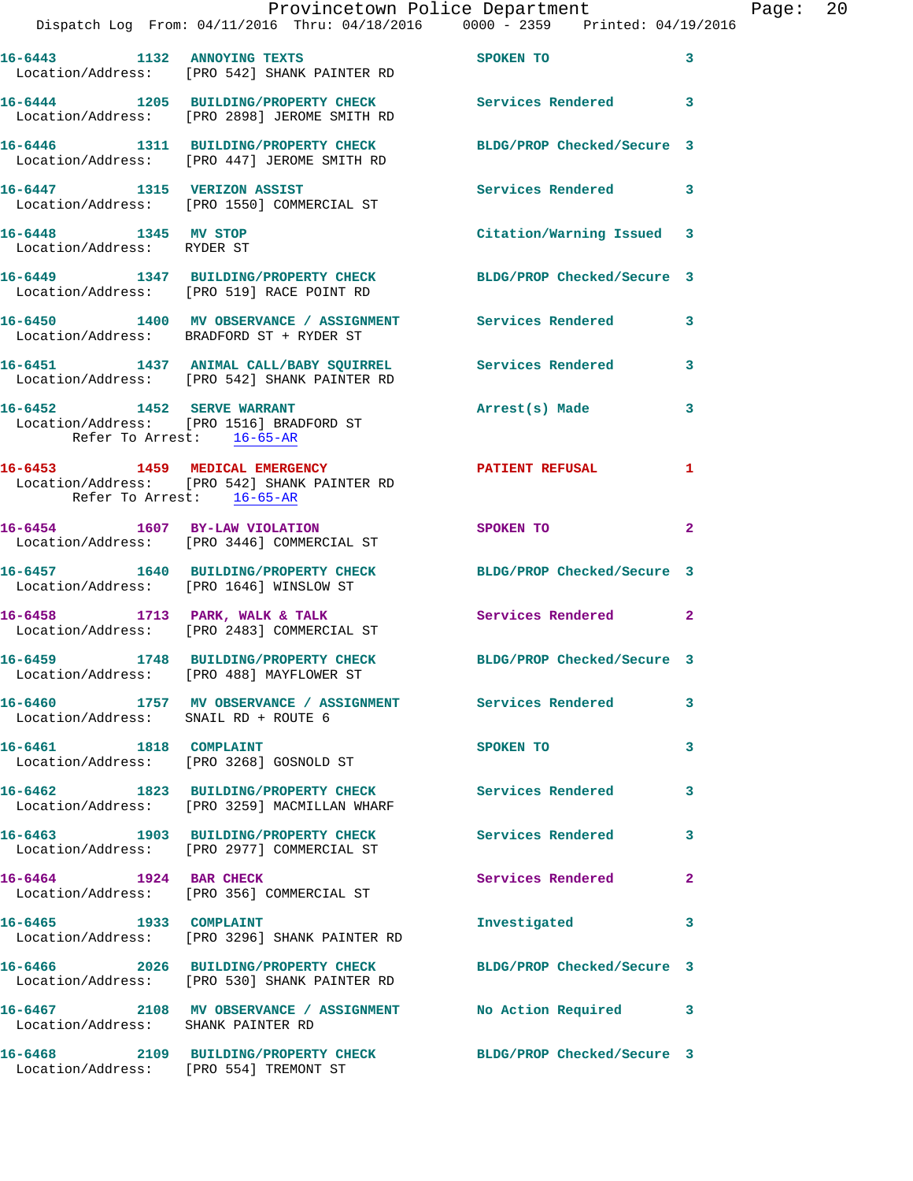16-6443 1132 ANNOYING TEXTS SPOKEN TO 3
Location/Address: [PRO 542] SHANK PAINTER RD

16-6444 1205 BUILDING/PROPERTY CHECK Services Rendered 3
Location/Address: [PRO 2898] JEROME SMITH RD

16-6446 1311 BUILDING/PROPERTY CHECK BLDG/PROP Checked/Secure 3
Location/Address: [PRO 447] JEROME SMITH RD

16-6447 1315 VERIZON ASSIST Services Rendered 3
Location/Address: [PRO 1550] COMMERCIAL ST

16-6448 1345 MV STOP Citation/Warning Issued 3
Location/Address: RYDER ST

16-6449 1347 BUILDING/PROPERTY CHECK BLDG/PROP Checked/Secure 3
Location/Address: [PRO 519] RACE POINT RD

16-6450 1400 MV OBSERVANCE / ASSIGNMENT Services Rendered 3
Location/Address: BRADFORD ST + RYDER ST

16-6451 1437 ANIMAL CALL/BABY SQUIRREL Services Rendered 3
Location/Address: [PRO 542] SHANK PAINTER RD

16-6452 1452 SERVE WARRANT Arrest(s) Made 3
Location/Address: [PRO 1516] BRADFORD ST
Refer To Arrest: 16-65-AR

16-6453 1459 MEDICAL EMERGENCY PATIENT REFUSAL 1
Location/Address: [PRO 542] SHANK PAINTER RD
Refer To Arrest: 16-65-AR

16-6454 1607 BY-LAW VIOLATION SPOKEN TO 2
Location/Address: [PRO 3446] COMMERCIAL ST

16-6457 1640 BUILDING/PROPERTY CHECK BLDG/PROP Checked/Secure 3
Location/Address: [PRO 1646] WINSLOW ST

16-6458 1713 PARK, WALK & TALK Services Rendered 2
Location/Address: [PRO 2483] COMMERCIAL ST

16-6459 1748 BUILDING/PROPERTY CHECK BLDG/PROP Checked/Secure 3
Location/Address: [PRO 488] MAYFLOWER ST

16-6460 1757 MV OBSERVANCE / ASSIGNMENT Services Rendered 3
Location/Address: SNAIL RD + ROUTE 6

16-6461 1818 COMPLAINT SPOKEN TO 3
Location/Address: [PRO 3268] GOSNOLD ST

16-6462 1823 BUILDING/PROPERTY CHECK Services Rendered 3
Location/Address: [PRO 3259] MACMILLAN WHARF

16-6463 1903 BUILDING/PROPERTY CHECK Services Rendered 3
Location/Address: [PRO 2977] COMMERCIAL ST

16-6464 1924 BAR CHECK Services Rendered 2
Location/Address: [PRO 356] COMMERCIAL ST

16-6465 1933 COMPLAINT Investigated 3
Location/Address: [PRO 3296] SHANK PAINTER RD

16-6466 2026 BUILDING/PROPERTY CHECK BLDG/PROP Checked/Secure 3
Location/Address: [PRO 530] SHANK PAINTER RD

16-6467 2108 MV OBSERVANCE / ASSIGNMENT No Action Required 3
Location/Address: SHANK PAINTER RD

16-6468 2109 BUILDING/PROPERTY CHECK BLDG/PROP Checked/Secure 3
Location/Address: [PRO 554] TREMONT ST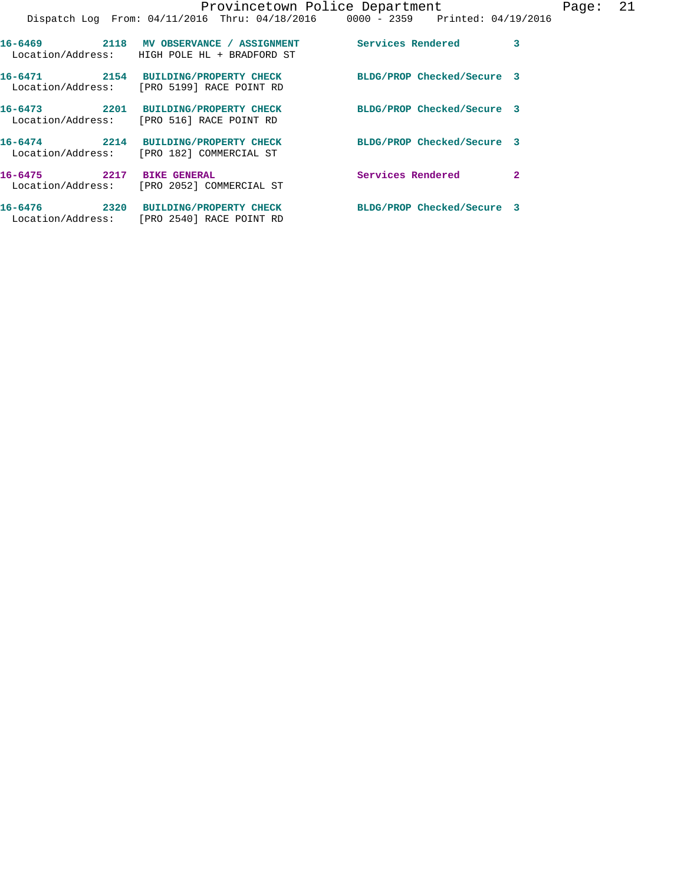16-6469 2118 MV OBSERVANCE / ASSIGNMENT Services Rendered 3
Location/Address: HIGH POLE HL + BRADFORD ST

16-6471 2154 BUILDING/PROPERTY CHECK BLDG/PROP Checked/Secure 3
Location/Address: [PRO 5199] RACE POINT RD

16-6473 2201 BUILDING/PROPERTY CHECK BLDG/PROP Checked/Secure 3
Location/Address: [PRO 516] RACE POINT RD

16-6474 2214 BUILDING/PROPERTY CHECK BLDG/PROP Checked/Secure 3
Location/Address: [PRO 182] COMMERCIAL ST

16-6475 2217 BIKE GENERAL Services Rendered 2
Location/Address: [PRO 2052] COMMERCIAL ST

16-6476 2320 BUILDING/PROPERTY CHECK BLDG/PROP Checked/Secure 3
Location/Address: [PRO 2540] RACE POINT RD